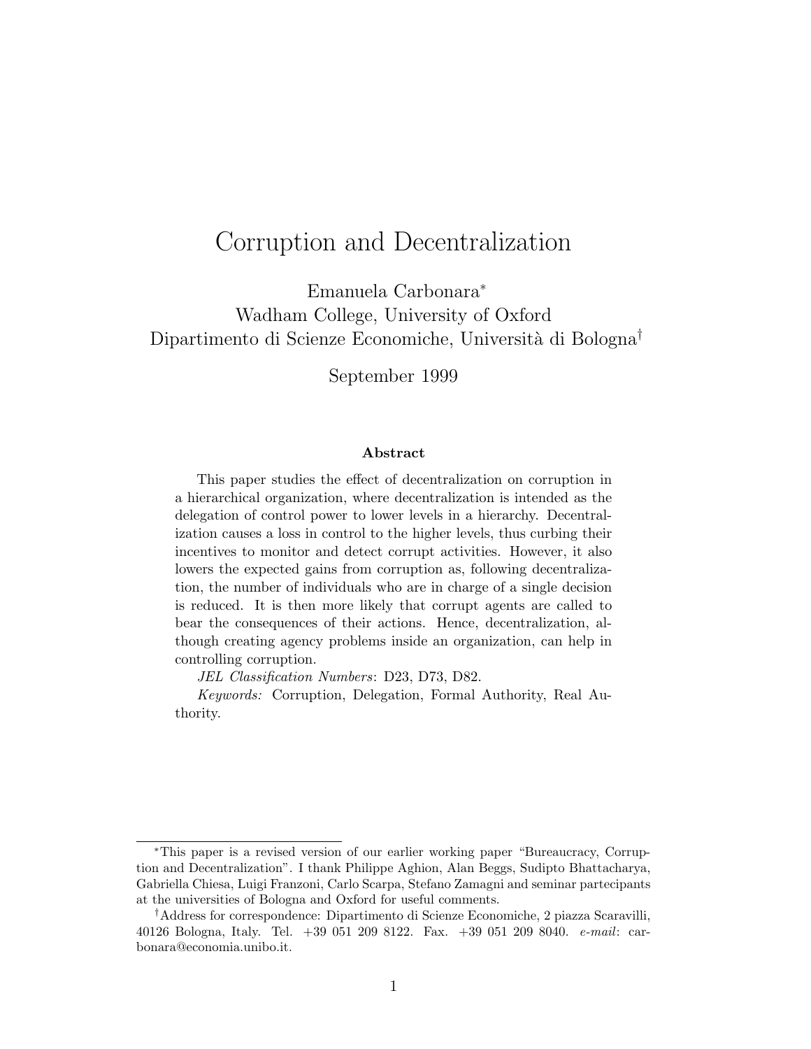# Corruption and Decentralization

Emanuela Carbonara*
Wadham College, University of Oxford
Dipartimento di Scienze Economiche, Università di Bologna†

September 1999

### Abstract

This paper studies the effect of decentralization on corruption in a hierarchical organization, where decentralization is intended as the delegation of control power to lower levels in a hierarchy. Decentralization causes a loss in control to the higher levels, thus curbing their incentives to monitor and detect corrupt activities. However, it also lowers the expected gains from corruption as, following decentralization, the number of individuals who are in charge of a single decision is reduced. It is then more likely that corrupt agents are called to bear the consequences of their actions. Hence, decentralization, although creating agency problems inside an organization, can help in controlling corruption.

*JEL Classification Numbers*: D23, D73, D82.

*Keywords:* Corruption, Delegation, Formal Authority, Real Authority.

---

*This paper is a revised version of our earlier working paper "Bureaucracy, Corruption and Decentralization". I thank Philippe Aghion, Alan Beggs, Sudipto Bhattacharya, Gabriella Chiesa, Luigi Franzoni, Carlo Scarpa, Stefano Zamagni and seminar partecipants at the universities of Bologna and Oxford for useful comments.

†Address for correspondence: Dipartimento di Scienze Economiche, 2 piazza Scaravilli, 40126 Bologna, Italy. Tel. +39 051 209 8122. Fax. +39 051 209 8040. *e-mail*: carbonara@economia.unibo.it.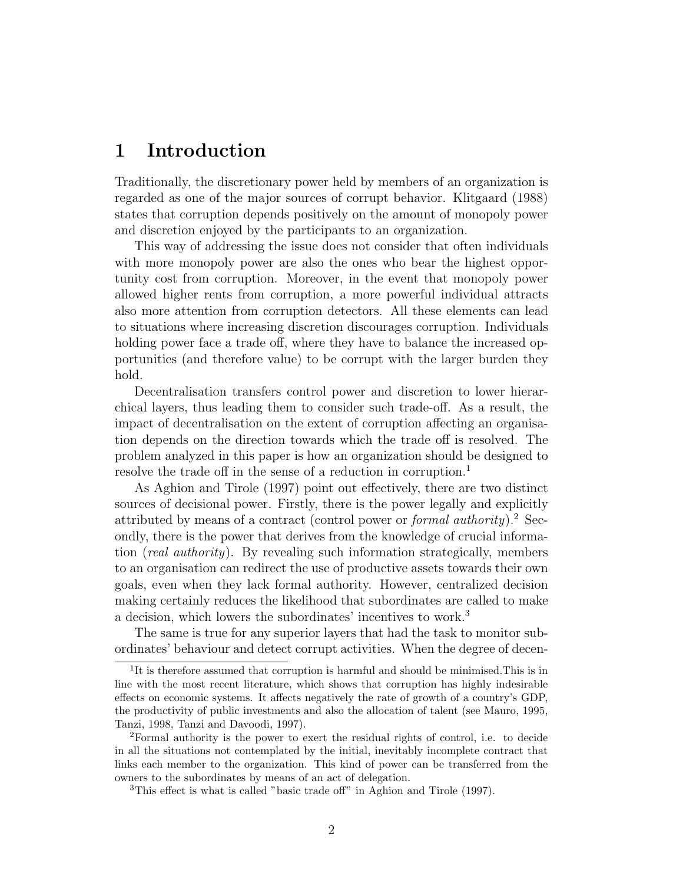# 1 Introduction

Traditionally, the discretionary power held by members of an organization is regarded as one of the major sources of corrupt behavior. Klitgaard (1988) states that corruption depends positively on the amount of monopoly power and discretion enjoyed by the participants to an organization.

This way of addressing the issue does not consider that often individuals with more monopoly power are also the ones who bear the highest opportunity cost from corruption. Moreover, in the event that monopoly power allowed higher rents from corruption, a more powerful individual attracts also more attention from corruption detectors. All these elements can lead to situations where increasing discretion discourages corruption. Individuals holding power face a trade off, where they have to balance the increased opportunities (and therefore value) to be corrupt with the larger burden they hold.

Decentralisation transfers control power and discretion to lower hierarchical layers, thus leading them to consider such trade-off. As a result, the impact of decentralisation on the extent of corruption affecting an organisation depends on the direction towards which the trade off is resolved. The problem analyzed in this paper is how an organization should be designed to resolve the trade off in the sense of a reduction in corruption.[1]

As Aghion and Tirole (1997) point out effectively, there are two distinct sources of decisional power. Firstly, there is the power legally and explicitly attributed by means of a contract (control power or *formal authority*).[2] Secondly, there is the power that derives from the knowledge of crucial information (*real authority*). By revealing such information strategically, members to an organisation can redirect the use of productive assets towards their own goals, even when they lack formal authority. However, centralized decision making certainly reduces the likelihood that subordinates are called to make a decision, which lowers the subordinates' incentives to work.[3]

The same is true for any superior layers that had the task to monitor subordinates' behaviour and detect corrupt activities. When the degree of decen-

[1] It is therefore assumed that corruption is harmful and should be minimised.This is in line with the most recent literature, which shows that corruption has highly indesirable effects on economic systems. It affects negatively the rate of growth of a country's GDP, the productivity of public investments and also the allocation of talent (see Mauro, 1995, Tanzi, 1998, Tanzi and Davoodi, 1997).

[2] Formal authority is the power to exert the residual rights of control, i.e. to decide in all the situations not contemplated by the initial, inevitably incomplete contract that links each member to the organization. This kind of power can be transferred from the owners to the subordinates by means of an act of delegation.

[3] This effect is what is called "basic trade off" in Aghion and Tirole (1997).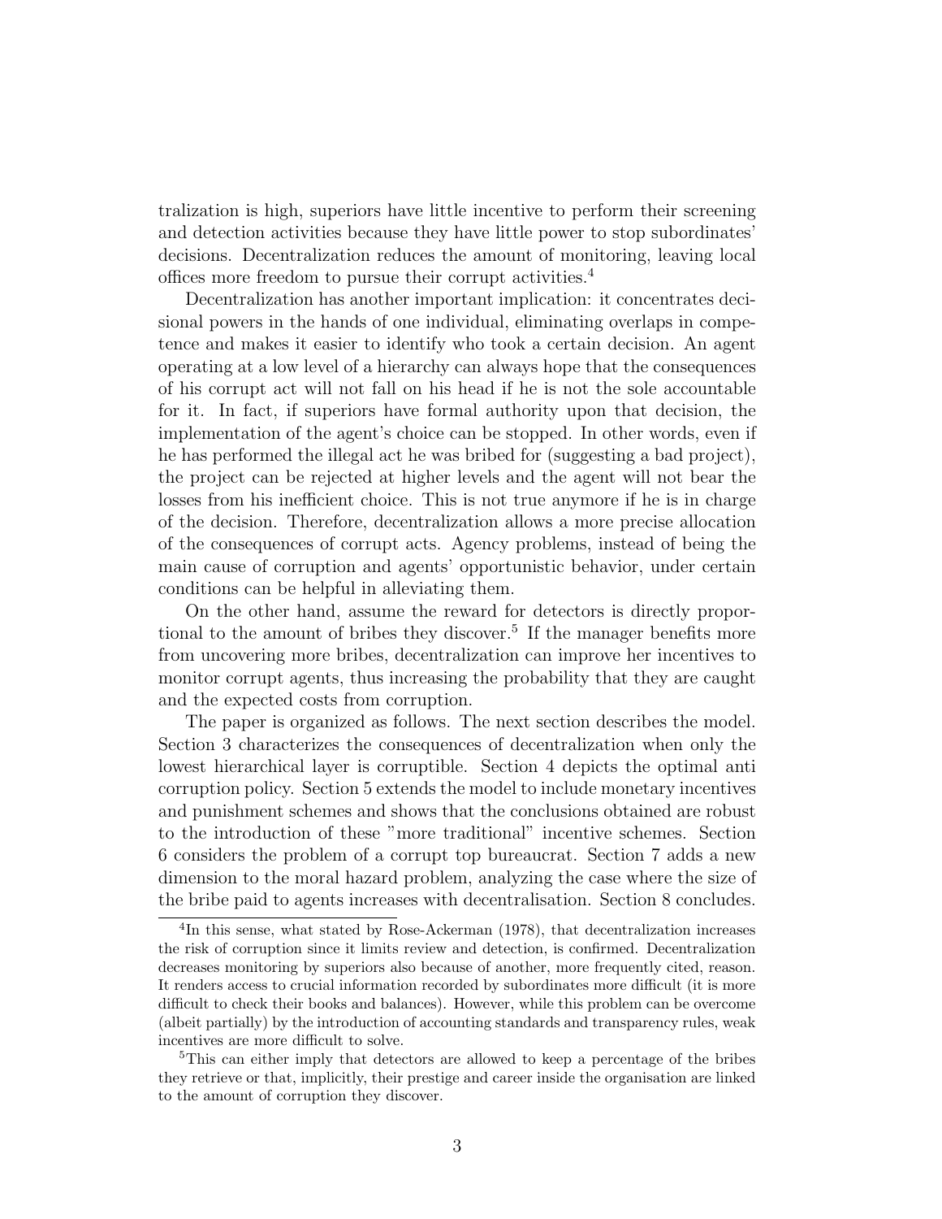tralization is high, superiors have little incentive to perform their screening and detection activities because they have little power to stop subordinates' decisions. Decentralization reduces the amount of monitoring, leaving local offices more freedom to pursue their corrupt activities.[4]

Decentralization has another important implication: it concentrates decisional powers in the hands of one individual, eliminating overlaps in competence and makes it easier to identify who took a certain decision. An agent operating at a low level of a hierarchy can always hope that the consequences of his corrupt act will not fall on his head if he is not the sole accountable for it. In fact, if superiors have formal authority upon that decision, the implementation of the agent's choice can be stopped. In other words, even if he has performed the illegal act he was bribed for (suggesting a bad project), the project can be rejected at higher levels and the agent will not bear the losses from his inefficient choice. This is not true anymore if he is in charge of the decision. Therefore, decentralization allows a more precise allocation of the consequences of corrupt acts. Agency problems, instead of being the main cause of corruption and agents' opportunistic behavior, under certain conditions can be helpful in alleviating them.

On the other hand, assume the reward for detectors is directly proportional to the amount of bribes they discover.[5] If the manager benefits more from uncovering more bribes, decentralization can improve her incentives to monitor corrupt agents, thus increasing the probability that they are caught and the expected costs from corruption.

The paper is organized as follows. The next section describes the model. Section 3 characterizes the consequences of decentralization when only the lowest hierarchical layer is corruptible. Section 4 depicts the optimal anti corruption policy. Section 5 extends the model to include monetary incentives and punishment schemes and shows that the conclusions obtained are robust to the introduction of these "more traditional" incentive schemes. Section 6 considers the problem of a corrupt top bureaucrat. Section 7 adds a new dimension to the moral hazard problem, analyzing the case where the size of the bribe paid to agents increases with decentralisation. Section 8 concludes.

---

[4] In this sense, what stated by Rose-Ackerman (1978), that decentralization increases the risk of corruption since it limits review and detection, is confirmed. Decentralization decreases monitoring by superiors also because of another, more frequently cited, reason. It renders access to crucial information recorded by subordinates more difficult (it is more difficult to check their books and balances). However, while this problem can be overcome (albeit partially) by the introduction of accounting standards and transparency rules, weak incentives are more difficult to solve.

[5] This can either imply that detectors are allowed to keep a percentage of the bribes they retrieve or that, implicitly, their prestige and career inside the organisation are linked to the amount of corruption they discover.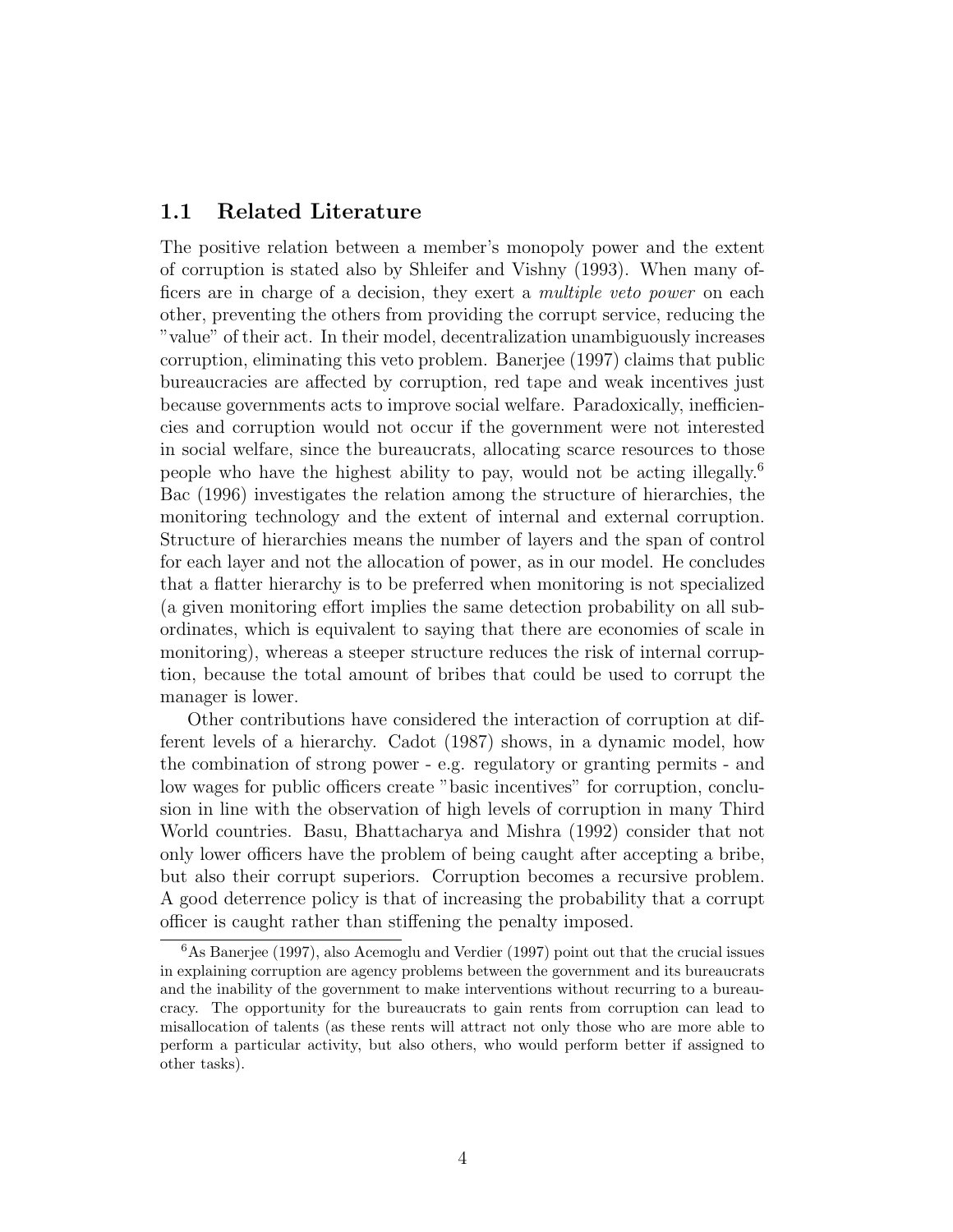## 1.1 Related Literature

The positive relation between a member's monopoly power and the extent of corruption is stated also by Shleifer and Vishny (1993). When many officers are in charge of a decision, they exert a *multiple veto power* on each other, preventing the others from providing the corrupt service, reducing the "value" of their act. In their model, decentralization unambiguously increases corruption, eliminating this veto problem. Banerjee (1997) claims that public bureaucracies are affected by corruption, red tape and weak incentives just because governments acts to improve social welfare. Paradoxically, inefficiencies and corruption would not occur if the government were not interested in social welfare, since the bureaucrats, allocating scarce resources to those people who have the highest ability to pay, would not be acting illegally.[6] Bac (1996) investigates the relation among the structure of hierarchies, the monitoring technology and the extent of internal and external corruption. Structure of hierarchies means the number of layers and the span of control for each layer and not the allocation of power, as in our model. He concludes that a flatter hierarchy is to be preferred when monitoring is not specialized (a given monitoring effort implies the same detection probability on all subordinates, which is equivalent to saying that there are economies of scale in monitoring), whereas a steeper structure reduces the risk of internal corruption, because the total amount of bribes that could be used to corrupt the manager is lower.

Other contributions have considered the interaction of corruption at different levels of a hierarchy. Cadot (1987) shows, in a dynamic model, how the combination of strong power - e.g. regulatory or granting permits - and low wages for public officers create "basic incentives" for corruption, conclusion in line with the observation of high levels of corruption in many Third World countries. Basu, Bhattacharya and Mishra (1992) consider that not only lower officers have the problem of being caught after accepting a bribe, but also their corrupt superiors. Corruption becomes a recursive problem. A good deterrence policy is that of increasing the probability that a corrupt officer is caught rather than stiffening the penalty imposed.

[6] As Banerjee (1997), also Acemoglu and Verdier (1997) point out that the crucial issues in explaining corruption are agency problems between the government and its bureaucrats and the inability of the government to make interventions without recurring to a bureaucracy. The opportunity for the bureaucrats to gain rents from corruption can lead to misallocation of talents (as these rents will attract not only those who are more able to perform a particular activity, but also others, who would perform better if assigned to other tasks).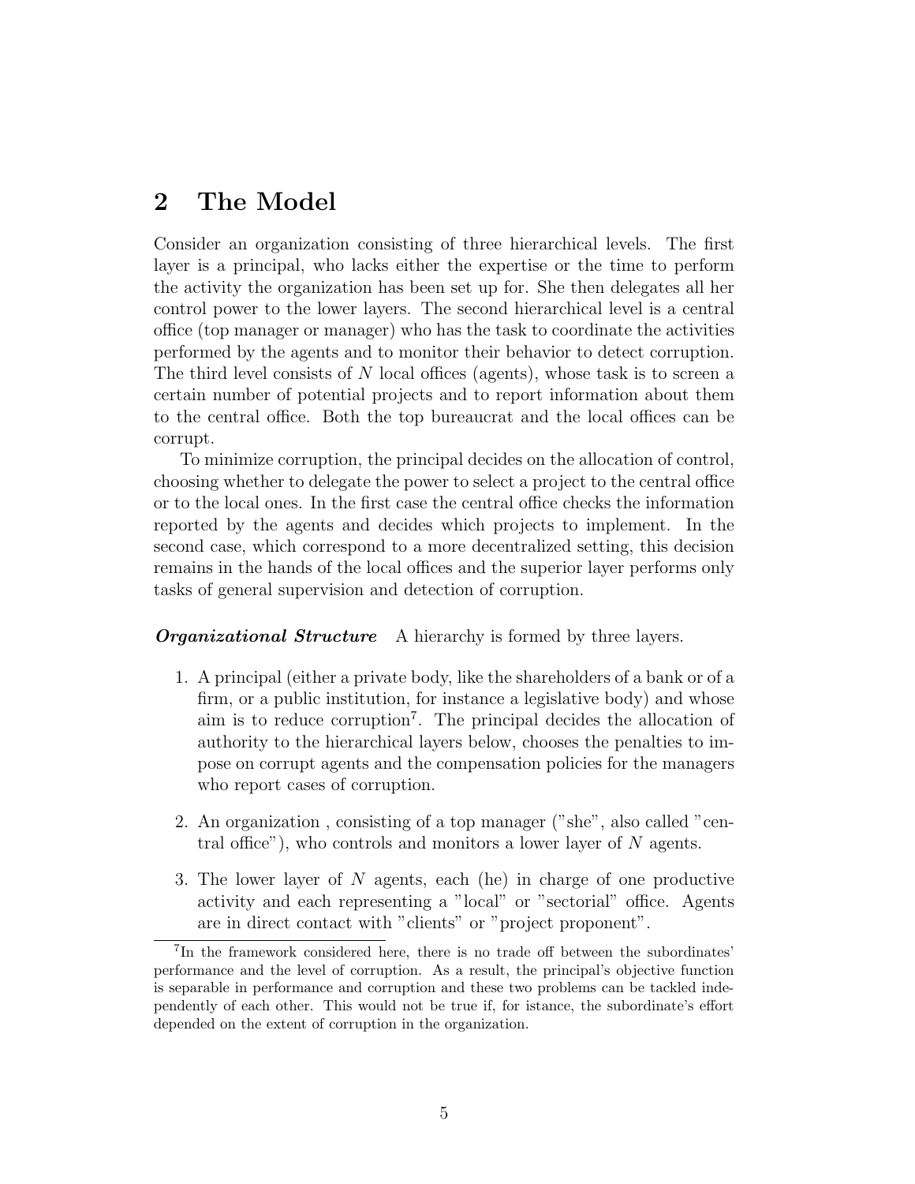## 2 The Model

Consider an organization consisting of three hierarchical levels. The first layer is a principal, who lacks either the expertise or the time to perform the activity the organization has been set up for. She then delegates all her control power to the lower layers. The second hierarchical level is a central office (top manager or manager) who has the task to coordinate the activities performed by the agents and to monitor their behavior to detect corruption. The third level consists of $N$ local offices (agents), whose task is to screen a certain number of potential projects and to report information about them to the central office. Both the top bureaucrat and the local offices can be corrupt.

To minimize corruption, the principal decides on the allocation of control, choosing whether to delegate the power to select a project to the central office or to the local ones. In the first case the central office checks the information reported by the agents and decides which projects to implement. In the second case, which correspond to a more decentralized setting, this decision remains in the hands of the local offices and the superior layer performs only tasks of general supervision and detection of corruption.

***Organizational Structure*** A hierarchy is formed by three layers.

1. A principal (either a private body, like the shareholders of a bank or of a firm, or a public institution, for instance a legislative body) and whose aim is to reduce corruption[7]. The principal decides the allocation of authority to the hierarchical layers below, chooses the penalties to impose on corrupt agents and the compensation policies for the managers who report cases of corruption.
2. An organization , consisting of a top manager ("she", also called "central office"), who controls and monitors a lower layer of $N$ agents.
3. The lower layer of $N$ agents, each (he) in charge of one productive activity and each representing a "local" or "sectorial" office. Agents are in direct contact with "clients" or "project proponent".

[7]In the framework considered here, there is no trade off between the subordinates' performance and the level of corruption. As a result, the principal's objective function is separable in performance and corruption and these two problems can be tackled independently of each other. This would not be true if, for istance, the subordinate's effort depended on the extent of corruption in the organization.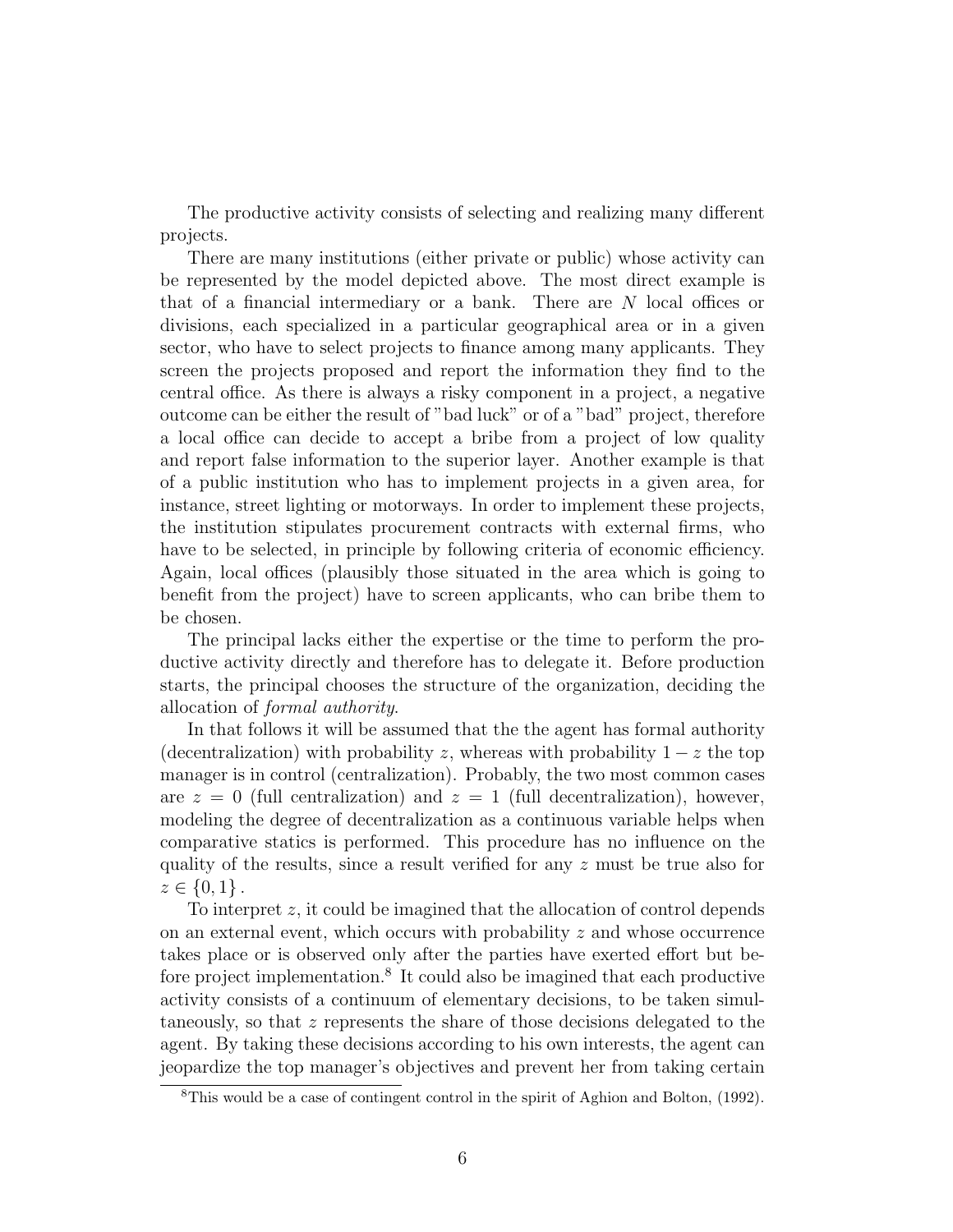The productive activity consists of selecting and realizing many different projects.

There are many institutions (either private or public) whose activity can be represented by the model depicted above. The most direct example is that of a financial intermediary or a bank. There are $N$ local offices or divisions, each specialized in a particular geographical area or in a given sector, who have to select projects to finance among many applicants. They screen the projects proposed and report the information they find to the central office. As there is always a risky component in a project, a negative outcome can be either the result of "bad luck" or of a "bad" project, therefore a local office can decide to accept a bribe from a project of low quality and report false information to the superior layer. Another example is that of a public institution who has to implement projects in a given area, for instance, street lighting or motorways. In order to implement these projects, the institution stipulates procurement contracts with external firms, who have to be selected, in principle by following criteria of economic efficiency. Again, local offices (plausibly those situated in the area which is going to benefit from the project) have to screen applicants, who can bribe them to be chosen.

The principal lacks either the expertise or the time to perform the productive activity directly and therefore has to delegate it. Before production starts, the principal chooses the structure of the organization, deciding the allocation of *formal authority*.

In that follows it will be assumed that the the agent has formal authority (decentralization) with probability $z$, whereas with probability $1-z$ the top manager is in control (centralization). Probably, the two most common cases are $z=0$ (full centralization) and $z=1$ (full decentralization), however, modeling the degree of decentralization as a continuous variable helps when comparative statics is performed. This procedure has no influence on the quality of the results, since a result verified for any $z$ must be true also for $z \in \{0,1\}$.

To interpret $z$, it could be imagined that the allocation of control depends on an external event, which occurs with probability $z$ and whose occurrence takes place or is observed only after the parties have exerted effort but before project implementation.[8] It could also be imagined that each productive activity consists of a continuum of elementary decisions, to be taken simultaneously, so that $z$ represents the share of those decisions delegated to the agent. By taking these decisions according to his own interests, the agent can jeopardize the top manager's objectives and prevent her from taking certain

[8] This would be a case of contingent control in the spirit of Aghion and Bolton, (1992).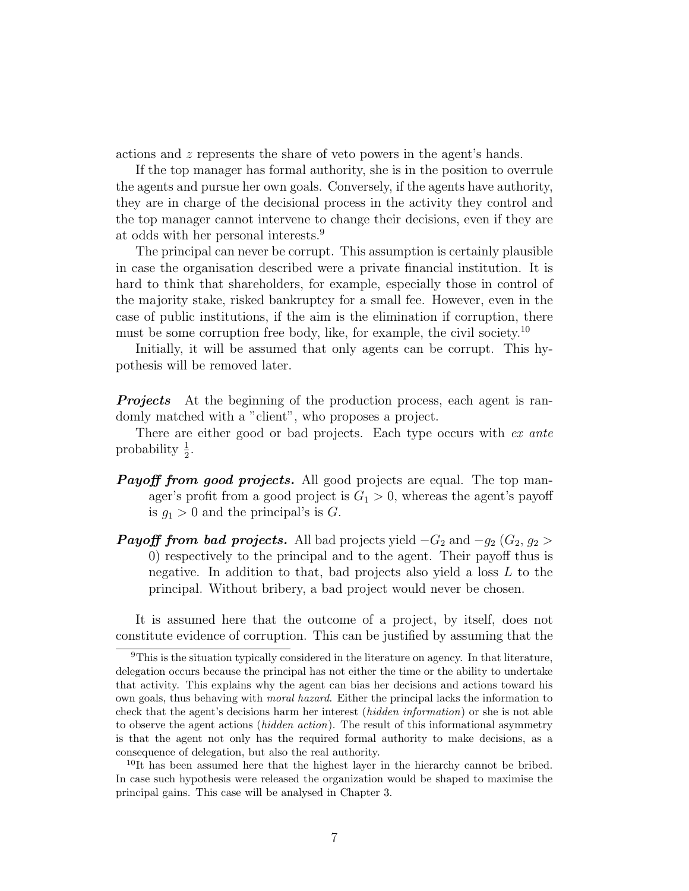actions and $z$ represents the share of veto powers in the agent's hands.

If the top manager has formal authority, she is in the position to overrule the agents and pursue her own goals. Conversely, if the agents have authority, they are in charge of the decisional process in the activity they control and the top manager cannot intervene to change their decisions, even if they are at odds with her personal interests.[9]

The principal can never be corrupt. This assumption is certainly plausible in case the organisation described were a private financial institution. It is hard to think that shareholders, for example, especially those in control of the majority stake, risked bankruptcy for a small fee. However, even in the case of public institutions, if the aim is the elimination if corruption, there must be some corruption free body, like, for example, the civil society.[10]

Initially, it will be assumed that only agents can be corrupt. This hypothesis will be removed later.

***Projects*** At the beginning of the production process, each agent is randomly matched with a "client", who proposes a project.

There are either good or bad projects. Each type occurs with *ex ante* probability $\frac{1}{2}$.

***Payoff from good projects.*** All good projects are equal. The top manager's profit from a good project is $G_1 > 0$, whereas the agent's payoff is $g_1 > 0$ and the principal's is $G$.

***Payoff from bad projects.*** All bad projects yield $-G_2$ and $-g_2$ ($G_2$, $g_2 > 0$) respectively to the principal and to the agent. Their payoff thus is negative. In addition to that, bad projects also yield a loss $L$ to the principal. Without bribery, a bad project would never be chosen.

It is assumed here that the outcome of a project, by itself, does not constitute evidence of corruption. This can be justified by assuming that the

---

[9] This is the situation typically considered in the literature on agency. In that literature, delegation occurs because the principal has not either the time or the ability to undertake that activity. This explains why the agent can bias her decisions and actions toward his own goals, thus behaving with *moral hazard*. Either the principal lacks the information to check that the agent's decisions harm her interest (*hidden information*) or she is not able to observe the agent actions (*hidden action*). The result of this informational asymmetry is that the agent not only has the required formal authority to make decisions, as a consequence of delegation, but also the real authority.

[10] It has been assumed here that the highest layer in the hierarchy cannot be bribed. In case such hypothesis were released the organization would be shaped to maximise the principal gains. This case will be analysed in Chapter 3.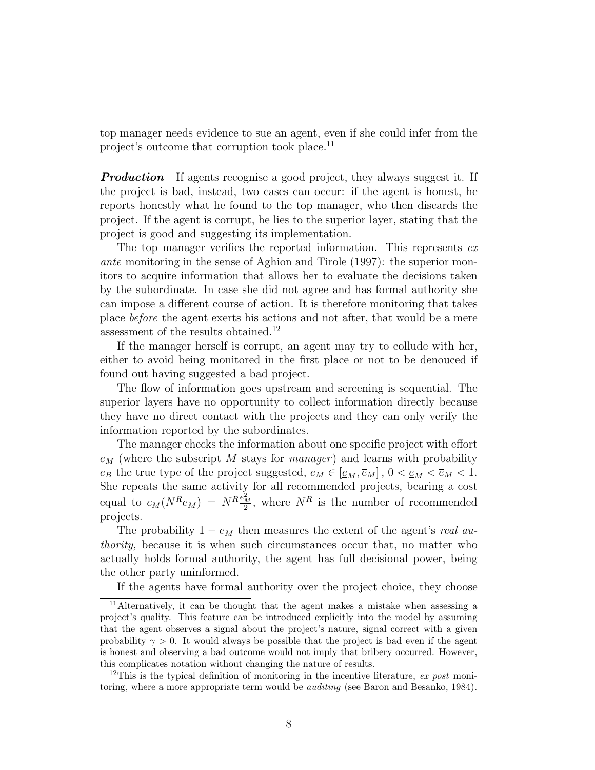top manager needs evidence to sue an agent, even if she could infer from the project's outcome that corruption took place.[11]

***Production*** If agents recognise a good project, they always suggest it. If the project is bad, instead, two cases can occur: if the agent is honest, he reports honestly what he found to the top manager, who then discards the project. If the agent is corrupt, he lies to the superior layer, stating that the project is good and suggesting its implementation.

The top manager verifies the reported information. This represents *ex ante* monitoring in the sense of Aghion and Tirole (1997): the superior monitors to acquire information that allows her to evaluate the decisions taken by the subordinate. In case she did not agree and has formal authority she can impose a different course of action. It is therefore monitoring that takes place *before* the agent exerts his actions and not after, that would be a mere assessment of the results obtained.[12]

If the manager herself is corrupt, an agent may try to collude with her, either to avoid being monitored in the first place or not to be denouced if found out having suggested a bad project.

The flow of information goes upstream and screening is sequential. The superior layers have no opportunity to collect information directly because they have no direct contact with the projects and they can only verify the information reported by the subordinates.

The manager checks the information about one specific project with effort $e_M$ (where the subscript $M$ stays for *manager*) and learns with probability $e_B$ the true type of the project suggested, $e_M \in [\underline{e}_M, \overline{e}_M]$, $0 < \underline{e}_M < \overline{e}_M < 1$. She repeats the same activity for all recommended projects, bearing a cost equal to $c_M(N^R e_M) = N^R \frac{e_M^2}{2}$, where $N^R$ is the number of recommended projects.

The probability $1 - e_M$ then measures the extent of the agent's *real authority,* because it is when such circumstances occur that, no matter who actually holds formal authority, the agent has full decisional power, being the other party uninformed.

If the agents have formal authority over the project choice, they choose

[11] Alternatively, it can be thought that the agent makes a mistake when assessing a project's quality. This feature can be introduced explicitly into the model by assuming that the agent observes a signal about the project's nature, signal correct with a given probability $\gamma > 0$. It would always be possible that the project is bad even if the agent is honest and observing a bad outcome would not imply that bribery occurred. However, this complicates notation without changing the nature of results.

[12] This is the typical definition of monitoring in the incentive literature, *ex post* monitoring, where a more appropriate term would be *auditing* (see Baron and Besanko, 1984).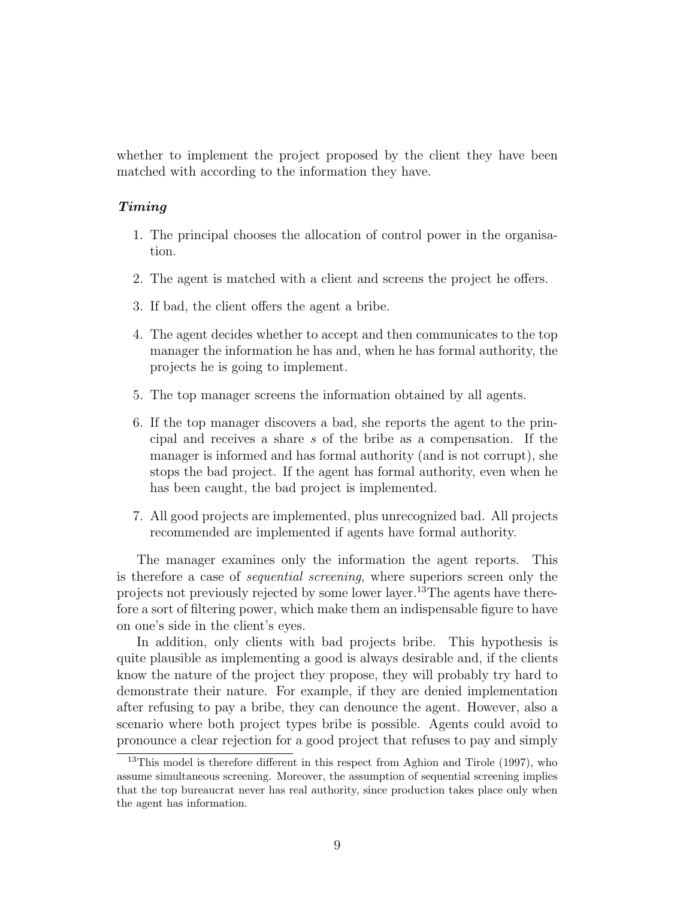whether to implement the project proposed by the client they have been matched with according to the information they have.

***Timing***

1. The principal chooses the allocation of control power in the organisation.
2. The agent is matched with a client and screens the project he offers.
3. If bad, the client offers the agent a bribe.
4. The agent decides whether to accept and then communicates to the top manager the information he has and, when he has formal authority, the projects he is going to implement.
5. The top manager screens the information obtained by all agents.
6. If the top manager discovers a bad, she reports the agent to the principal and receives a share $s$ of the bribe as a compensation. If the manager is informed and has formal authority (and is not corrupt), she stops the bad project. If the agent has formal authority, even when he has been caught, the bad project is implemented.
7. All good projects are implemented, plus unrecognized bad. All projects recommended are implemented if agents have formal authority.

The manager examines only the information the agent reports. This is therefore a case of *sequential screening*, where superiors screen only the projects not previously rejected by some lower layer.[13]The agents have therefore a sort of filtering power, which make them an indispensable figure to have on one's side in the client's eyes.

In addition, only clients with bad projects bribe. This hypothesis is quite plausible as implementing a good is always desirable and, if the clients know the nature of the project they propose, they will probably try hard to demonstrate their nature. For example, if they are denied implementation after refusing to pay a bribe, they can denounce the agent. However, also a scenario where both project types bribe is possible. Agents could avoid to pronounce a clear rejection for a good project that refuses to pay and simply

[13]This model is therefore different in this respect from Aghion and Tirole (1997), who assume simultaneous screening. Moreover, the assumption of sequential screening implies that the top bureaucrat never has real authority, since production takes place only when the agent has information.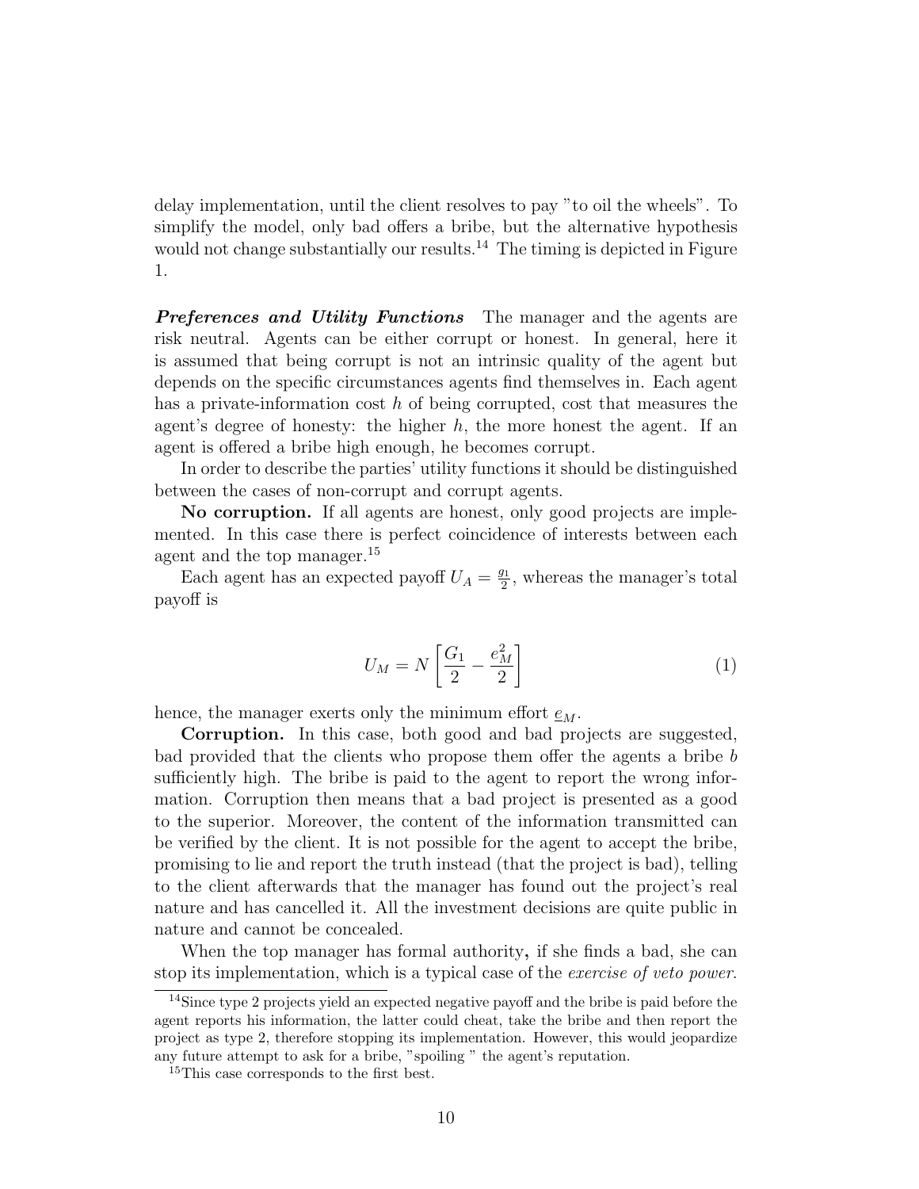delay implementation, until the client resolves to pay "to oil the wheels". To simplify the model, only bad offers a bribe, but the alternative hypothesis would not change substantially our results.[14] The timing is depicted in Figure 1.

***Preferences and Utility Functions*** The manager and the agents are risk neutral. Agents can be either corrupt or honest. In general, here it is assumed that being corrupt is not an intrinsic quality of the agent but depends on the specific circumstances agents find themselves in. Each agent has a private-information cost $h$ of being corrupted, cost that measures the agent's degree of honesty: the higher $h$, the more honest the agent. If an agent is offered a bribe high enough, he becomes corrupt.

In order to describe the parties' utility functions it should be distinguished between the cases of non-corrupt and corrupt agents.

**No corruption.** If all agents are honest, only good projects are implemented. In this case there is perfect coincidence of interests between each agent and the top manager.[15]

Each agent has an expected payoff $U_A = \frac{g_1}{2}$, whereas the manager's total payoff is

$$U_M = N\left[\frac{G_1}{2} - \frac{e_M^2}{2}\right] \tag{1}$$

hence, the manager exerts only the minimum effort $\underline{e}_M$.

**Corruption.** In this case, both good and bad projects are suggested, bad provided that the clients who propose them offer the agents a bribe $b$ sufficiently high. The bribe is paid to the agent to report the wrong information. Corruption then means that a bad project is presented as a good to the superior. Moreover, the content of the information transmitted can be verified by the client. It is not possible for the agent to accept the bribe, promising to lie and report the truth instead (that the project is bad), telling to the client afterwards that the manager has found out the project's real nature and has cancelled it. All the investment decisions are quite public in nature and cannot be concealed.

When the top manager has formal authority**,** if she finds a bad, she can stop its implementation, which is a typical case of the *exercise of veto power*.

[14] Since type 2 projects yield an expected negative payoff and the bribe is paid before the agent reports his information, the latter could cheat, take the bribe and then report the project as type 2, therefore stopping its implementation. However, this would jeopardize any future attempt to ask for a bribe, "spoiling " the agent's reputation.

[15] This case corresponds to the first best.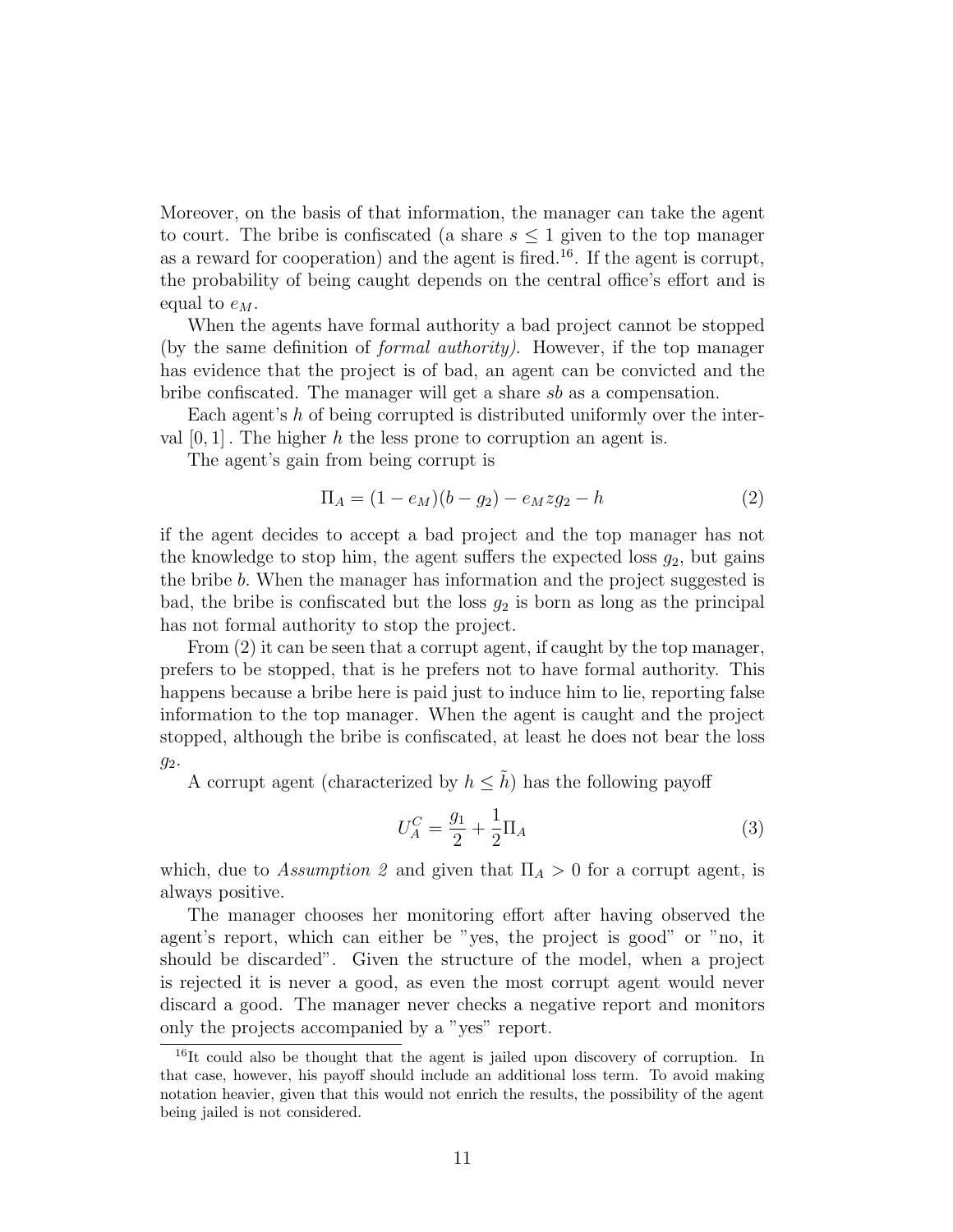Moreover, on the basis of that information, the manager can take the agent to court. The bribe is confiscated (a share $s \leq 1$ given to the top manager as a reward for cooperation) and the agent is fired.[16]. If the agent is corrupt, the probability of being caught depends on the central office's effort and is equal to $e_M$.

When the agents have formal authority a bad project cannot be stopped (by the same definition of *formal authority).* However, if the top manager has evidence that the project is of bad, an agent can be convicted and the bribe confiscated. The manager will get a share $sb$ as a compensation.

Each agent's $h$ of being corrupted is distributed uniformly over the interval $[0, 1]$. The higher $h$ the less prone to corruption an agent is.

The agent's gain from being corrupt is

$$\Pi_A = (1 - e_M)(b - g_2) - e_M z g_2 - h \tag{2}$$

if the agent decides to accept a bad project and the top manager has not the knowledge to stop him, the agent suffers the expected loss $g_2$, but gains the bribe $b$. When the manager has information and the project suggested is bad, the bribe is confiscated but the loss $g_2$ is born as long as the principal has not formal authority to stop the project.

From (2) it can be seen that a corrupt agent, if caught by the top manager, prefers to be stopped, that is he prefers not to have formal authority. This happens because a bribe here is paid just to induce him to lie, reporting false information to the top manager. When the agent is caught and the project stopped, although the bribe is confiscated, at least he does not bear the loss $g_2$.

A corrupt agent (characterized by $h \leq \tilde{h}$) has the following payoff

$$U_A^C = \frac{g_1}{2} + \frac{1}{2}\Pi_A \tag{3}$$

which, due to *Assumption 2* and given that $\Pi_A > 0$ for a corrupt agent, is always positive.

The manager chooses her monitoring effort after having observed the agent's report, which can either be "yes, the project is good" or "no, it should be discarded". Given the structure of the model, when a project is rejected it is never a good, as even the most corrupt agent would never discard a good. The manager never checks a negative report and monitors only the projects accompanied by a "yes" report.

[16] It could also be thought that the agent is jailed upon discovery of corruption. In that case, however, his payoff should include an additional loss term. To avoid making notation heavier, given that this would not enrich the results, the possibility of the agent being jailed is not considered.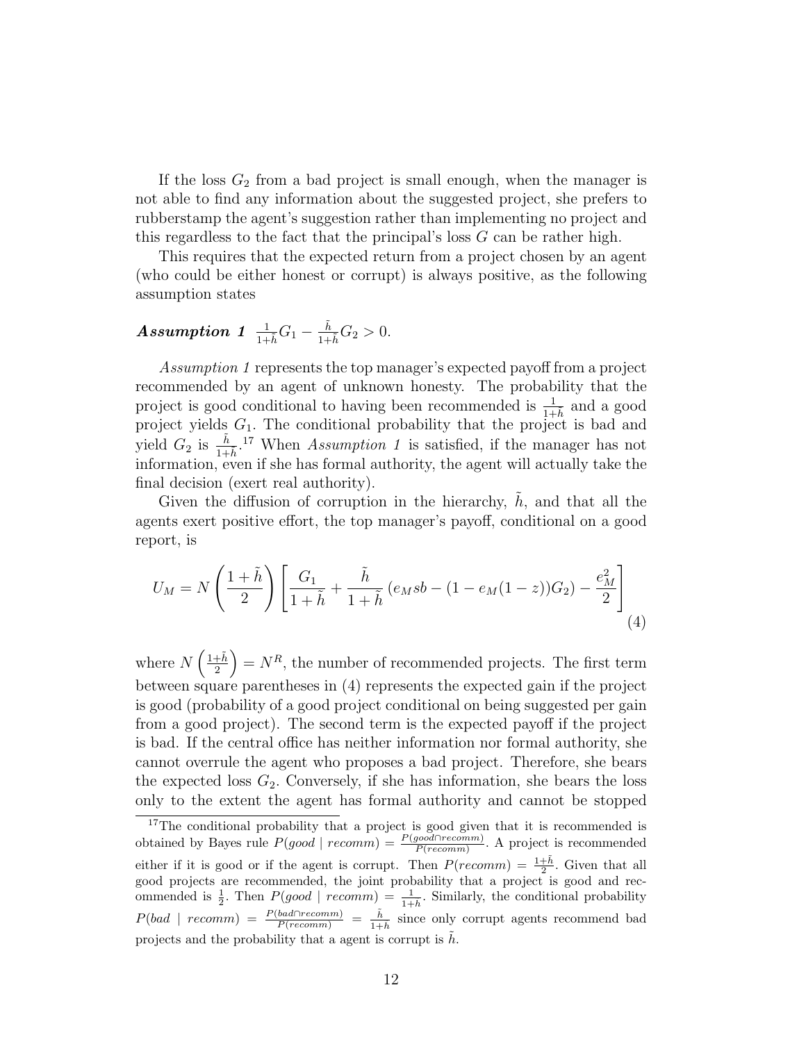If the loss $G_2$ from a bad project is small enough, when the manager is not able to find any information about the suggested project, she prefers to rubberstamp the agent's suggestion rather than implementing no project and this regardless to the fact that the principal's loss $G$ can be rather high.

This requires that the expected return from a project chosen by an agent (who could be either honest or corrupt) is always positive, as the following assumption states

***Assumption 1*** $\frac{1}{1+\tilde{h}}G_1 - \frac{\tilde{h}}{1+\tilde{h}}G_2 > 0.$

*Assumption 1* represents the top manager's expected payoff from a project recommended by an agent of unknown honesty. The probability that the project is good conditional to having been recommended is $\frac{1}{1+\tilde{h}}$ and a good project yields $G_1$. The conditional probability that the project is bad and yield $G_2$ is $\frac{\tilde{h}}{1+\tilde{h}}$.[17] When *Assumption 1* is satisfied, if the manager has not information, even if she has formal authority, the agent will actually take the final decision (exert real authority).

Given the diffusion of corruption in the hierarchy, $\tilde{h}$, and that all the agents exert positive effort, the top manager's payoff, conditional on a good report, is

$$U_M = N\left(\frac{1+\tilde{h}}{2}\right)\left[\frac{G_1}{1+\tilde{h}} + \frac{\tilde{h}}{1+\tilde{h}}\left(e_M sb - (1 - e_M(1-z))G_2\right) - \frac{e_M^2}{2}\right] \tag{4}$$

where $N\left(\frac{1+\tilde{h}}{2}\right) = N^R$, the number of recommended projects. The first term between square parentheses in (4) represents the expected gain if the project is good (probability of a good project conditional on being suggested per gain from a good project). The second term is the expected payoff if the project is bad. If the central office has neither information nor formal authority, she cannot overrule the agent who proposes a bad project. Therefore, she bears the expected loss $G_2$. Conversely, if she has information, she bears the loss only to the extent the agent has formal authority and cannot be stopped

[17] The conditional probability that a project is good given that it is recommended is obtained by Bayes rule $P(good \mid recomm) = \frac{P(good \cap recomm)}{P(recomm)}$. A project is recommended either if it is good or if the agent is corrupt. Then $P(recomm) = \frac{1+\tilde{h}}{2}$. Given that all good projects are recommended, the joint probability that a project is good and recommended is $\frac{1}{2}$. Then $P(good \mid recomm) = \frac{1}{1+\tilde{h}}$. Similarly, the conditional probability $P(bad \mid recomm) = \frac{P(bad \cap recomm)}{P(recomm)} = \frac{\tilde{h}}{1+\tilde{h}}$ since only corrupt agents recommend bad projects and the probability that a agent is corrupt is $\tilde{h}$.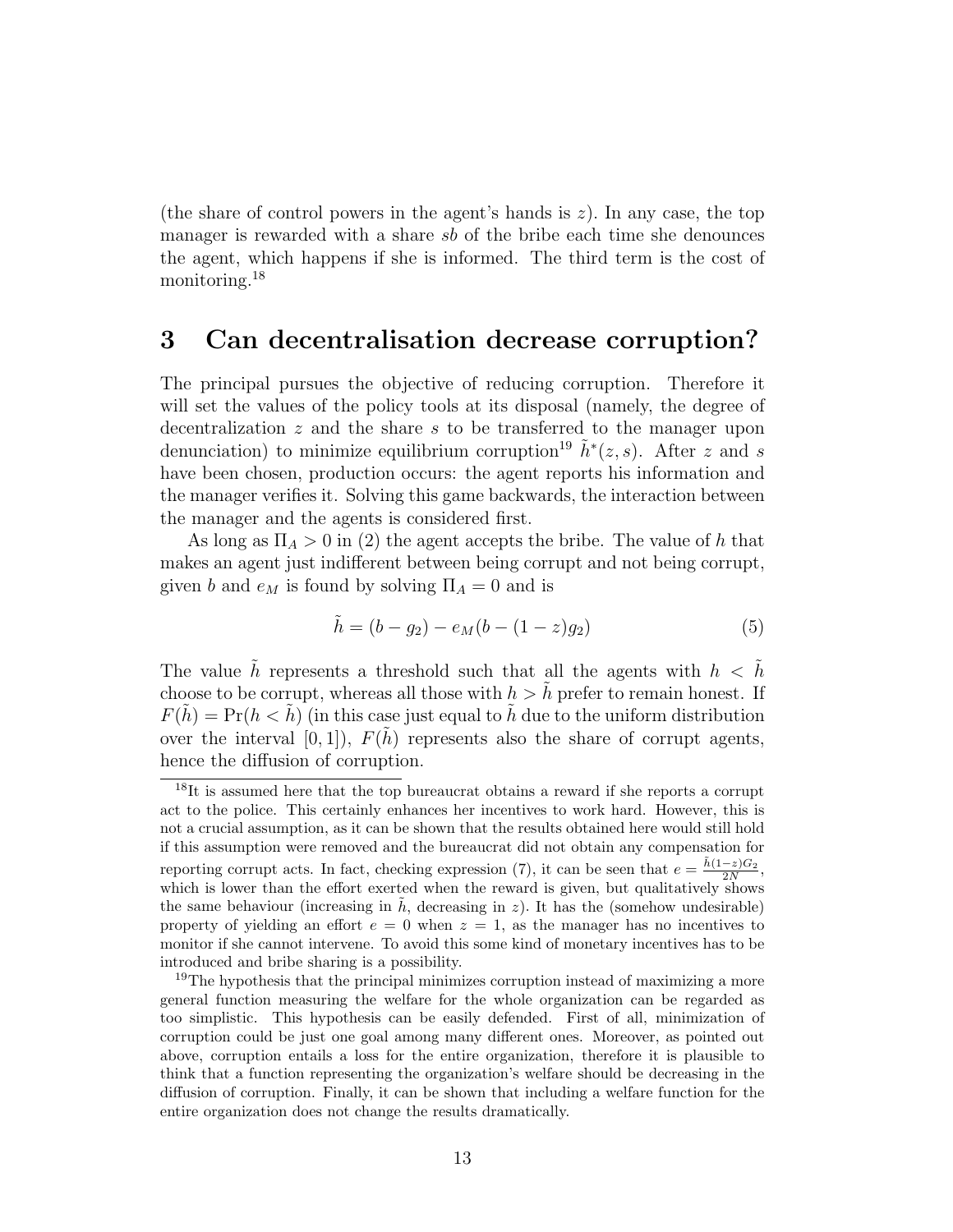(the share of control powers in the agent's hands is $z$). In any case, the top manager is rewarded with a share $sb$ of the bribe each time she denounces the agent, which happens if she is informed. The third term is the cost of monitoring.[18]

## 3 Can decentralisation decrease corruption?

The principal pursues the objective of reducing corruption. Therefore it will set the values of the policy tools at its disposal (namely, the degree of decentralization $z$ and the share $s$ to be transferred to the manager upon denunciation) to minimize equilibrium corruption[19] $\tilde{h}^*(z,s)$. After $z$ and $s$ have been chosen, production occurs: the agent reports his information and the manager verifies it. Solving this game backwards, the interaction between the manager and the agents is considered first.

As long as $\Pi_A > 0$ in (2) the agent accepts the bribe. The value of $h$ that makes an agent just indifferent between being corrupt and not being corrupt, given $b$ and $e_M$ is found by solving $\Pi_A = 0$ and is

$$\tilde{h} = (b - g_2) - e_M(b - (1-z)g_2) \tag{5}$$

The value $\tilde{h}$ represents a threshold such that all the agents with $h < \tilde{h}$ choose to be corrupt, whereas all those with $h > \tilde{h}$ prefer to remain honest. If $F(\tilde{h}) = \Pr(h < \tilde{h})$ (in this case just equal to $\tilde{h}$ due to the uniform distribution over the interval $[0,1]$), $F(\tilde{h})$ represents also the share of corrupt agents, hence the diffusion of corruption.

---

[18] It is assumed here that the top bureaucrat obtains a reward if she reports a corrupt act to the police. This certainly enhances her incentives to work hard. However, this is not a crucial assumption, as it can be shown that the results obtained here would still hold if this assumption were removed and the bureaucrat did not obtain any compensation for reporting corrupt acts. In fact, checking expression (7), it can be seen that $e = \frac{\tilde{h}(1-z)G_2}{2N}$, which is lower than the effort exerted when the reward is given, but qualitatively shows the same behaviour (increasing in $\tilde{h}$, decreasing in $z$). It has the (somehow undesirable) property of yielding an effort $e = 0$ when $z = 1$, as the manager has no incentives to monitor if she cannot intervene. To avoid this some kind of monetary incentives has to be introduced and bribe sharing is a possibility.

[19] The hypothesis that the principal minimizes corruption instead of maximizing a more general function measuring the welfare for the whole organization can be regarded as too simplistic. This hypothesis can be easily defended. First of all, minimization of corruption could be just one goal among many different ones. Moreover, as pointed out above, corruption entails a loss for the entire organization, therefore it is plausible to think that a function representing the organization's welfare should be decreasing in the diffusion of corruption. Finally, it can be shown that including a welfare function for the entire organization does not change the results dramatically.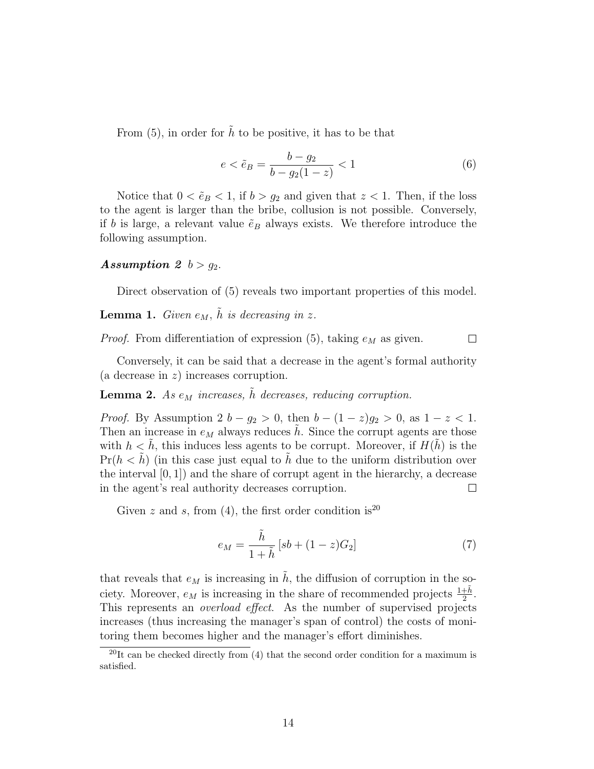From (5), in order for $\tilde{h}$ to be positive, it has to be that

$$e < \tilde{e}_B = \frac{b - g_2}{b - g_2(1 - z)} < 1 \tag{6}$$

Notice that $0 < \tilde{e}_B < 1$, if $b > g_2$ and given that $z < 1$. Then, if the loss to the agent is larger than the bribe, collusion is not possible. Conversely, if $b$ is large, a relevant value $\tilde{e}_B$ always exists. We therefore introduce the following assumption.

***Assumption 2*** $b > g_2$.

Direct observation of (5) reveals two important properties of this model.

**Lemma 1.** *Given $e_M$, $\tilde{h}$ is decreasing in $z$.*

*Proof.* From differentiation of expression (5), taking $e_M$ as given. □

Conversely, it can be said that a decrease in the agent's formal authority (a decrease in $z$) increases corruption.

**Lemma 2.** *As $e_M$ increases, $\tilde{h}$ decreases, reducing corruption.*

*Proof.* By Assumption 2 $b - g_2 > 0$, then $b - (1 - z)g_2 > 0$, as $1 - z < 1$. Then an increase in $e_M$ always reduces $\tilde{h}$. Since the corrupt agents are those with $h < \tilde{h}$, this induces less agents to be corrupt. Moreover, if $H(\tilde{h})$ is the $\Pr(h < \tilde{h})$ (in this case just equal to $\tilde{h}$ due to the uniform distribution over the interval $[0, 1]$) and the share of corrupt agent in the hierarchy, a decrease in the agent's real authority decreases corruption. □

Given $z$ and $s$, from (4), the first order condition is[20]

$$e_M = \frac{\tilde{h}}{1 + \tilde{h}} \left[ sb + (1 - z)G_2 \right] \tag{7}$$

that reveals that $e_M$ is increasing in $\tilde{h}$, the diffusion of corruption in the society. Moreover, $e_M$ is increasing in the share of recommended projects $\frac{1+\tilde{h}}{2}$. This represents an *overload effect*. As the number of supervised projects increases (thus increasing the manager's span of control) the costs of monitoring them becomes higher and the manager's effort diminishes.

[20] It can be checked directly from (4) that the second order condition for a maximum is satisfied.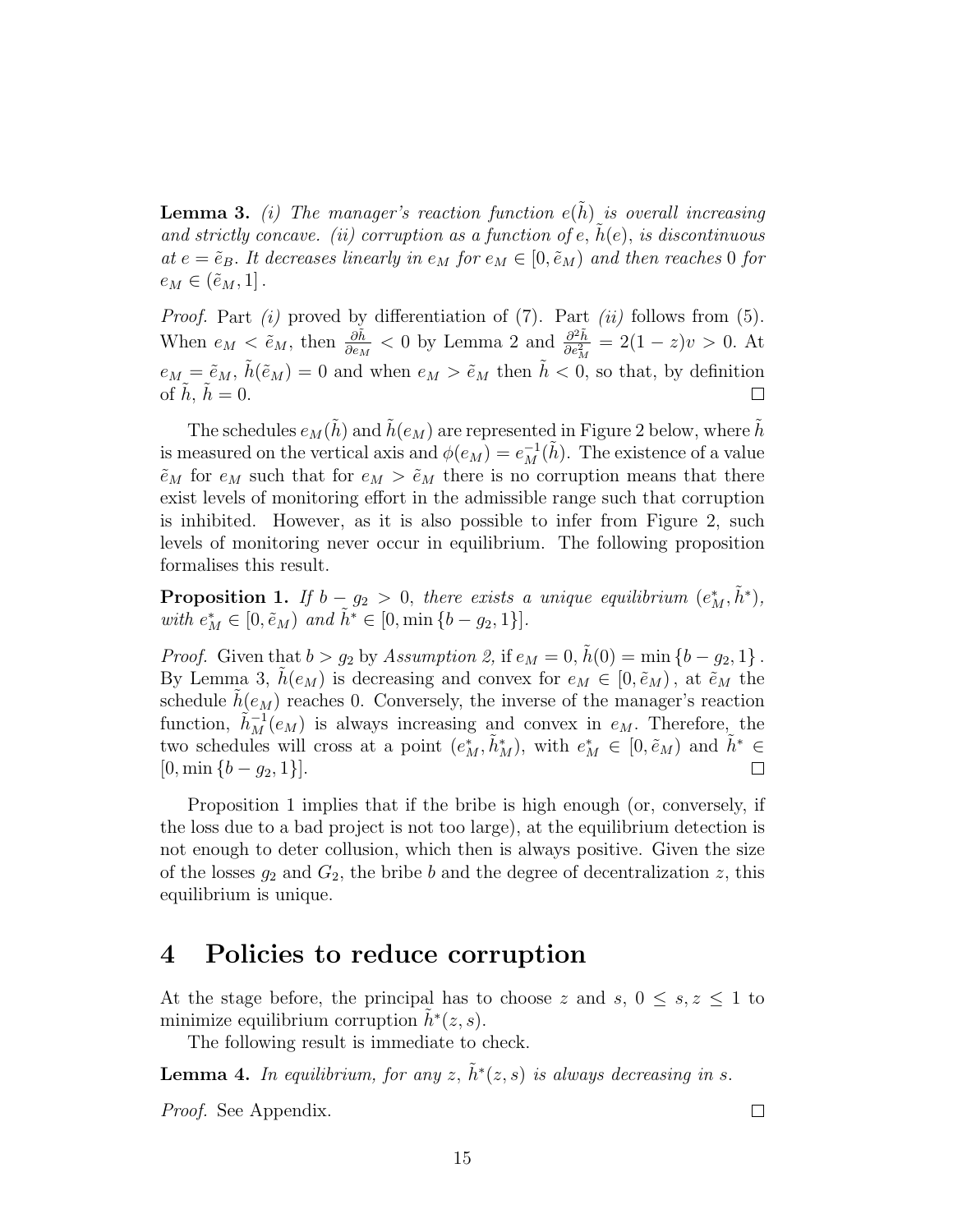**Lemma 3.** *(i) The manager's reaction function $e(\tilde{h})$ is overall increasing and strictly concave. (ii) corruption as a function of $e$, $\tilde{h}(e)$, is discontinuous at $e = \tilde{e}_B$. It decreases linearly in $e_M$ for $e_M \in [0, \tilde{e}_M)$ and then reaches 0 for $e_M \in (\tilde{e}_M, 1]$.*

*Proof.* Part *(i)* proved by differentiation of (7). Part *(ii)* follows from (5). When $e_M < \tilde{e}_M$, then $\frac{\partial \tilde{h}}{\partial e_M} < 0$ by Lemma 2 and $\frac{\partial^2 \tilde{h}}{\partial e_M^2} = 2(1-z)v > 0$. At $e_M = \tilde{e}_M$, $\tilde{h}(\tilde{e}_M) = 0$ and when $e_M > \tilde{e}_M$ then $\tilde{h} < 0$, so that, by definition of $\tilde{h}$, $\tilde{h} = 0$. □

The schedules $e_M(\tilde{h})$ and $\tilde{h}(e_M)$ are represented in Figure 2 below, where $\tilde{h}$ is measured on the vertical axis and $\phi(e_M) = e_M^{-1}(\tilde{h})$. The existence of a value $\tilde{e}_M$ for $e_M$ such that for $e_M > \tilde{e}_M$ there is no corruption means that there exist levels of monitoring effort in the admissible range such that corruption is inhibited. However, as it is also possible to infer from Figure 2, such levels of monitoring never occur in equilibrium. The following proposition formalises this result.

**Proposition 1.** *If $b - g_2 > 0$, there exists a unique equilibrium $(e_M^*, \tilde{h}^*)$, with $e_M^* \in [0, \tilde{e}_M)$ and $\tilde{h}^* \in [0, \min\{b - g_2, 1\}]$.*

*Proof.* Given that $b > g_2$ by *Assumption 2,* if $e_M = 0$, $\tilde{h}(0) = \min\{b - g_2, 1\}$. By Lemma 3, $\tilde{h}(e_M)$ is decreasing and convex for $e_M \in [0, \tilde{e}_M)$, at $\tilde{e}_M$ the schedule $\tilde{h}(e_M)$ reaches 0. Conversely, the inverse of the manager's reaction function, $\tilde{h}_M^{-1}(e_M)$ is always increasing and convex in $e_M$. Therefore, the two schedules will cross at a point $(e_M^*, \tilde{h}_M^*)$, with $e_M^* \in [0, \tilde{e}_M)$ and $\tilde{h}^* \in [0, \min\{b - g_2, 1\}]$. □

Proposition 1 implies that if the bribe is high enough (or, conversely, if the loss due to a bad project is not too large), at the equilibrium detection is not enough to deter collusion, which then is always positive. Given the size of the losses $g_2$ and $G_2$, the bribe $b$ and the degree of decentralization $z$, this equilibrium is unique.

# 4 Policies to reduce corruption

At the stage before, the principal has to choose $z$ and $s$, $0 \leq s, z \leq 1$ to minimize equilibrium corruption $\tilde{h}^*(z, s)$.

The following result is immediate to check.

**Lemma 4.** *In equilibrium, for any $z$, $\tilde{h}^*(z, s)$ is always decreasing in $s$.*

*Proof.* See Appendix. □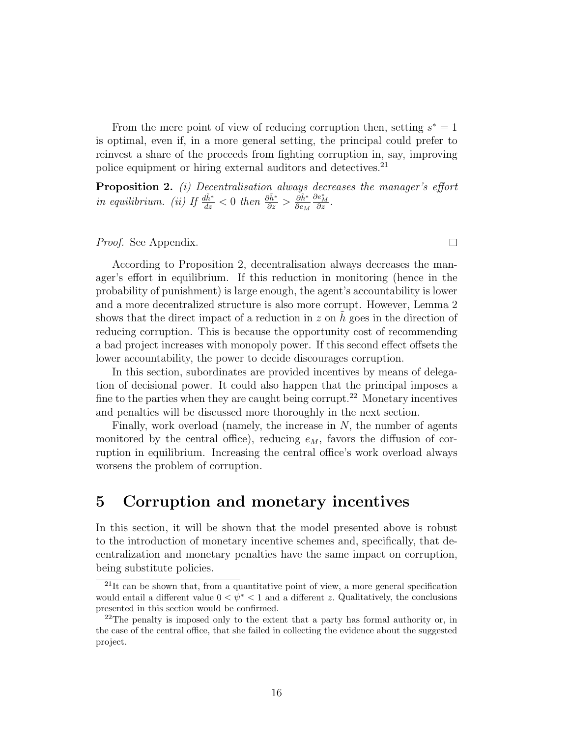From the mere point of view of reducing corruption then, setting $s^* = 1$ is optimal, even if, in a more general setting, the principal could prefer to reinvest a share of the proceeds from fighting corruption in, say, improving police equipment or hiring external auditors and detectives.[21]

**Proposition 2.** *(i) Decentralisation always decreases the manager's effort in equilibrium. (ii) If* $\frac{d\tilde{h}^*}{dz} < 0$ *then* $\frac{\partial \tilde{h}^*}{\partial z} > \frac{\partial \tilde{h}^*}{\partial e_M} \frac{\partial e_M^*}{\partial z}$.

*Proof.* See Appendix. □

According to Proposition 2, decentralisation always decreases the manager's effort in equilibrium. If this reduction in monitoring (hence in the probability of punishment) is large enough, the agent's accountability is lower and a more decentralized structure is also more corrupt. However, Lemma 2 shows that the direct impact of a reduction in $z$ on $\tilde{h}$ goes in the direction of reducing corruption. This is because the opportunity cost of recommending a bad project increases with monopoly power. If this second effect offsets the lower accountability, the power to decide discourages corruption.

In this section, subordinates are provided incentives by means of delegation of decisional power. It could also happen that the principal imposes a fine to the parties when they are caught being corrupt.[22] Monetary incentives and penalties will be discussed more thoroughly in the next section.

Finally, work overload (namely, the increase in $N$, the number of agents monitored by the central office), reducing $e_M$, favors the diffusion of corruption in equilibrium. Increasing the central office's work overload always worsens the problem of corruption.

# 5 Corruption and monetary incentives

In this section, it will be shown that the model presented above is robust to the introduction of monetary incentive schemes and, specifically, that decentralization and monetary penalties have the same impact on corruption, being substitute policies.

---

[21] It can be shown that, from a quantitative point of view, a more general specification would entail a different value $0 < \psi^* < 1$ and a different $z$. Qualitatively, the conclusions presented in this section would be confirmed.

[22] The penalty is imposed only to the extent that a party has formal authority or, in the case of the central office, that she failed in collecting the evidence about the suggested project.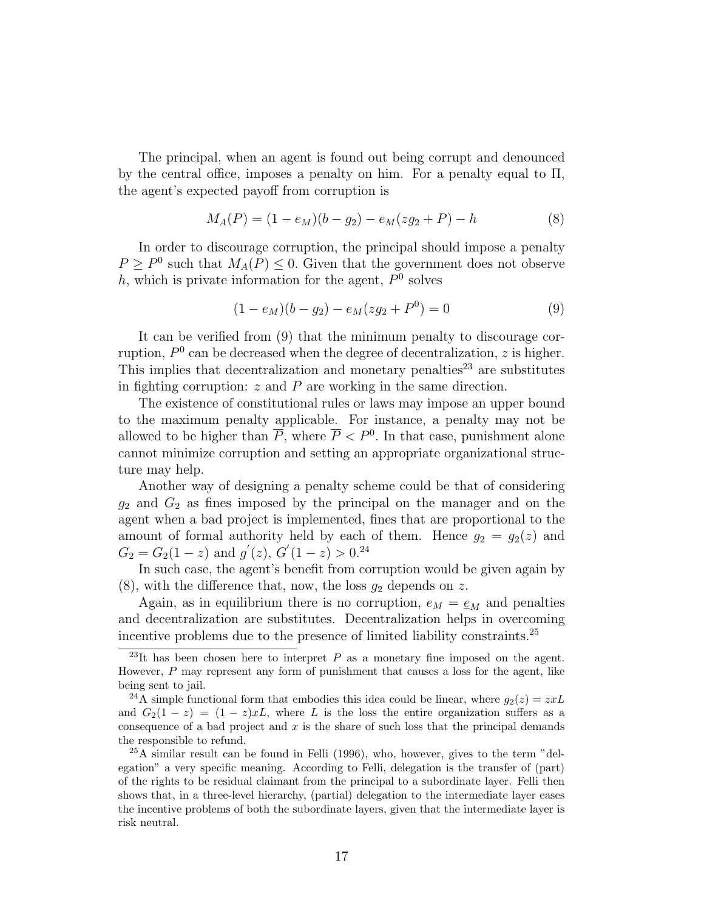The principal, when an agent is found out being corrupt and denounced by the central office, imposes a penalty on him. For a penalty equal to $\Pi$, the agent's expected payoff from corruption is

$$M_A(P) = (1 - e_M)(b - g_2) - e_M(zg_2 + P) - h \tag{8}$$

In order to discourage corruption, the principal should impose a penalty $P \geq P^0$ such that $M_A(P) \leq 0$. Given that the government does not observe $h$, which is private information for the agent, $P^0$ solves

$$(1 - e_M)(b - g_2) - e_M(zg_2 + P^0) = 0 \tag{9}$$

It can be verified from (9) that the minimum penalty to discourage corruption, $P^0$ can be decreased when the degree of decentralization, $z$ is higher. This implies that decentralization and monetary penalties[23] are substitutes in fighting corruption: $z$ and $P$ are working in the same direction.

The existence of constitutional rules or laws may impose an upper bound to the maximum penalty applicable. For instance, a penalty may not be allowed to be higher than $\overline{P}$, where $\overline{P} < P^0$. In that case, punishment alone cannot minimize corruption and setting an appropriate organizational structure may help.

Another way of designing a penalty scheme could be that of considering $g_2$ and $G_2$ as fines imposed by the principal on the manager and on the agent when a bad project is implemented, fines that are proportional to the amount of formal authority held by each of them. Hence $g_2 = g_2(z)$ and $G_2 = G_2(1 - z)$ and $g^{'}(z)$, $G^{'}(1 - z) > 0$.[24]

In such case, the agent's benefit from corruption would be given again by (8), with the difference that, now, the loss $g_2$ depends on $z$.

Again, as in equilibrium there is no corruption, $e_M = \underline{e}_M$ and penalties and decentralization are substitutes. Decentralization helps in overcoming incentive problems due to the presence of limited liability constraints.[25]

---

[23] It has been chosen here to interpret $P$ as a monetary fine imposed on the agent. However, $P$ may represent any form of punishment that causes a loss for the agent, like being sent to jail.

[24] A simple functional form that embodies this idea could be linear, where $g_2(z) = zxL$ and $G_2(1 - z) = (1 - z)xL$, where $L$ is the loss the entire organization suffers as a consequence of a bad project and $x$ is the share of such loss that the principal demands the responsible to refund.

[25] A similar result can be found in Felli (1996), who, however, gives to the term "delegation" a very specific meaning. According to Felli, delegation is the transfer of (part) of the rights to be residual claimant from the principal to a subordinate layer. Felli then shows that, in a three-level hierarchy, (partial) delegation to the intermediate layer eases the incentive problems of both the subordinate layers, given that the intermediate layer is risk neutral.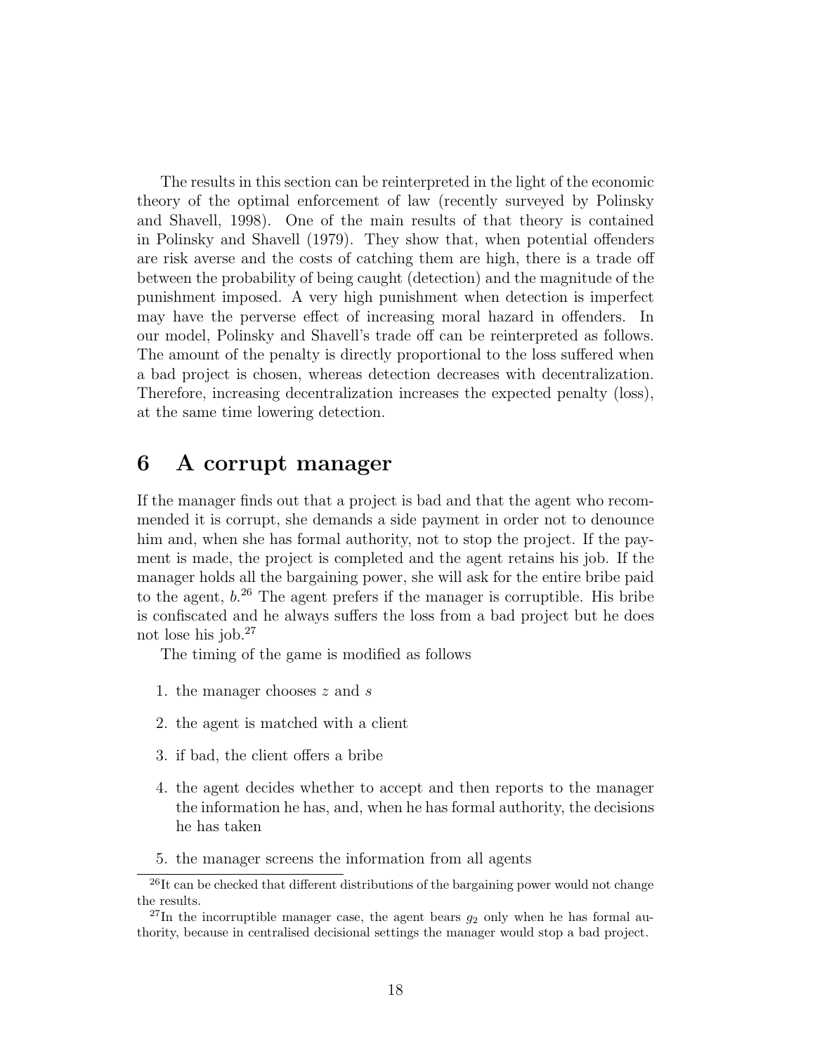The results in this section can be reinterpreted in the light of the economic theory of the optimal enforcement of law (recently surveyed by Polinsky and Shavell, 1998). One of the main results of that theory is contained in Polinsky and Shavell (1979). They show that, when potential offenders are risk averse and the costs of catching them are high, there is a trade off between the probability of being caught (detection) and the magnitude of the punishment imposed. A very high punishment when detection is imperfect may have the perverse effect of increasing moral hazard in offenders. In our model, Polinsky and Shavell's trade off can be reinterpreted as follows. The amount of the penalty is directly proportional to the loss suffered when a bad project is chosen, whereas detection decreases with decentralization. Therefore, increasing decentralization increases the expected penalty (loss), at the same time lowering detection.

# 6 A corrupt manager

If the manager finds out that a project is bad and that the agent who recommended it is corrupt, she demands a side payment in order not to denounce him and, when she has formal authority, not to stop the project. If the payment is made, the project is completed and the agent retains his job. If the manager holds all the bargaining power, she will ask for the entire bribe paid to the agent, $b$.[26] The agent prefers if the manager is corruptible. His bribe is confiscated and he always suffers the loss from a bad project but he does not lose his job.[27]

The timing of the game is modified as follows

1. the manager chooses $z$ and $s$
2. the agent is matched with a client
3. if bad, the client offers a bribe
4. the agent decides whether to accept and then reports to the manager the information he has, and, when he has formal authority, the decisions he has taken
5. the manager screens the information from all agents

[26] It can be checked that different distributions of the bargaining power would not change the results.

[27] In the incorruptible manager case, the agent bears $g_2$ only when he has formal authority, because in centralised decisional settings the manager would stop a bad project.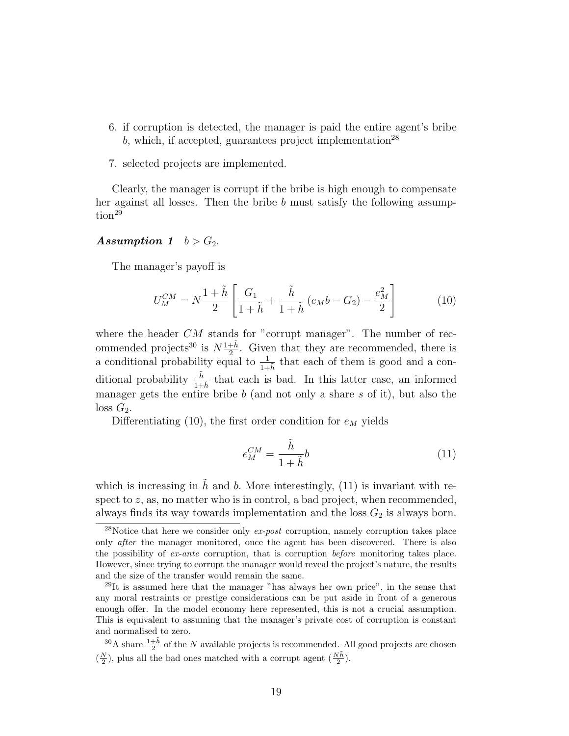6. if corruption is detected, the manager is paid the entire agent's bribe $b$, which, if accepted, guarantees project implementation[28]

7. selected projects are implemented.

Clearly, the manager is corrupt if the bribe is high enough to compensate her against all losses. Then the bribe $b$ must satisfy the following assumption[29]

***Assumption 1*** $b > G_2$.

The manager's payoff is

$$U_M^{CM} = N\frac{1+\tilde{h}}{2}\left[\frac{G_1}{1+\tilde{h}} + \frac{\tilde{h}}{1+\tilde{h}}\left(e_M b - G_2\right) - \frac{e_M^2}{2}\right] \tag{10}$$

where the header $CM$ stands for "corrupt manager". The number of recommended projects[30] is $N\frac{1+\tilde{h}}{2}$. Given that they are recommended, there is a conditional probability equal to $\frac{1}{1+\tilde{h}}$ that each of them is good and a conditional probability $\frac{\tilde{h}}{1+\tilde{h}}$ that each is bad. In this latter case, an informed manager gets the entire bribe $b$ (and not only a share $s$ of it), but also the loss $G_2$.

Differentiating (10), the first order condition for $e_M$ yields

$$e_M^{CM} = \frac{\tilde{h}}{1+\tilde{h}}b \tag{11}$$

which is increasing in $\tilde{h}$ and $b$. More interestingly, (11) is invariant with respect to $z$, as, no matter who is in control, a bad project, when recommended, always finds its way towards implementation and the loss $G_2$ is always born.

---

[28] Notice that here we consider only *ex-post* corruption, namely corruption takes place only *after* the manager monitored, once the agent has been discovered. There is also the possibility of *ex-ante* corruption, that is corruption *before* monitoring takes place. However, since trying to corrupt the manager would reveal the project's nature, the results and the size of the transfer would remain the same.

[29] It is assumed here that the manager "has always her own price", in the sense that any moral restraints or prestige considerations can be put aside in front of a generous enough offer. In the model economy here represented, this is not a crucial assumption. This is equivalent to assuming that the manager's private cost of corruption is constant and normalised to zero.

[30] A share $\frac{1+\tilde{h}}{2}$ of the $N$ available projects is recommended. All good projects are chosen ($\frac{N}{2}$), plus all the bad ones matched with a corrupt agent ($\frac{N\tilde{h}}{2}$).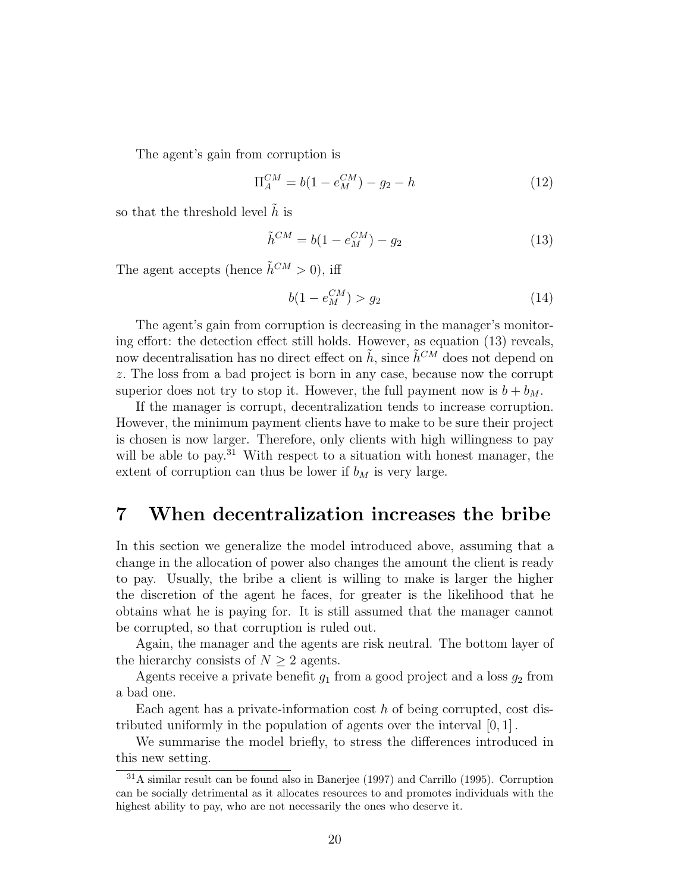The agent's gain from corruption is

$$\Pi_A^{CM} = b(1 - e_M^{CM}) - g_2 - h \tag{12}$$

so that the threshold level $\tilde{h}$ is

$$\tilde{h}^{CM} = b(1 - e_M^{CM}) - g_2 \tag{13}$$

The agent accepts (hence $\tilde{h}^{CM} > 0$), iff

$$b(1 - e_M^{CM}) > g_2 \tag{14}$$

The agent's gain from corruption is decreasing in the manager's monitoring effort: the detection effect still holds. However, as equation (13) reveals, now decentralisation has no direct effect on $\tilde{h}$, since $\tilde{h}^{CM}$ does not depend on $z$. The loss from a bad project is born in any case, because now the corrupt superior does not try to stop it. However, the full payment now is $b + b_M$.

If the manager is corrupt, decentralization tends to increase corruption. However, the minimum payment clients have to make to be sure their project is chosen is now larger. Therefore, only clients with high willingness to pay will be able to pay.[31] With respect to a situation with honest manager, the extent of corruption can thus be lower if $b_M$ is very large.

# 7 When decentralization increases the bribe

In this section we generalize the model introduced above, assuming that a change in the allocation of power also changes the amount the client is ready to pay. Usually, the bribe a client is willing to make is larger the higher the discretion of the agent he faces, for greater is the likelihood that he obtains what he is paying for. It is still assumed that the manager cannot be corrupted, so that corruption is ruled out.

Again, the manager and the agents are risk neutral. The bottom layer of the hierarchy consists of $N \geq 2$ agents.

Agents receive a private benefit $g_1$ from a good project and a loss $g_2$ from a bad one.

Each agent has a private-information cost $h$ of being corrupted, cost distributed uniformly in the population of agents over the interval $[0, 1]$.

We summarise the model briefly, to stress the differences introduced in this new setting.

[31] A similar result can be found also in Banerjee (1997) and Carrillo (1995). Corruption can be socially detrimental as it allocates resources to and promotes individuals with the highest ability to pay, who are not necessarily the ones who deserve it.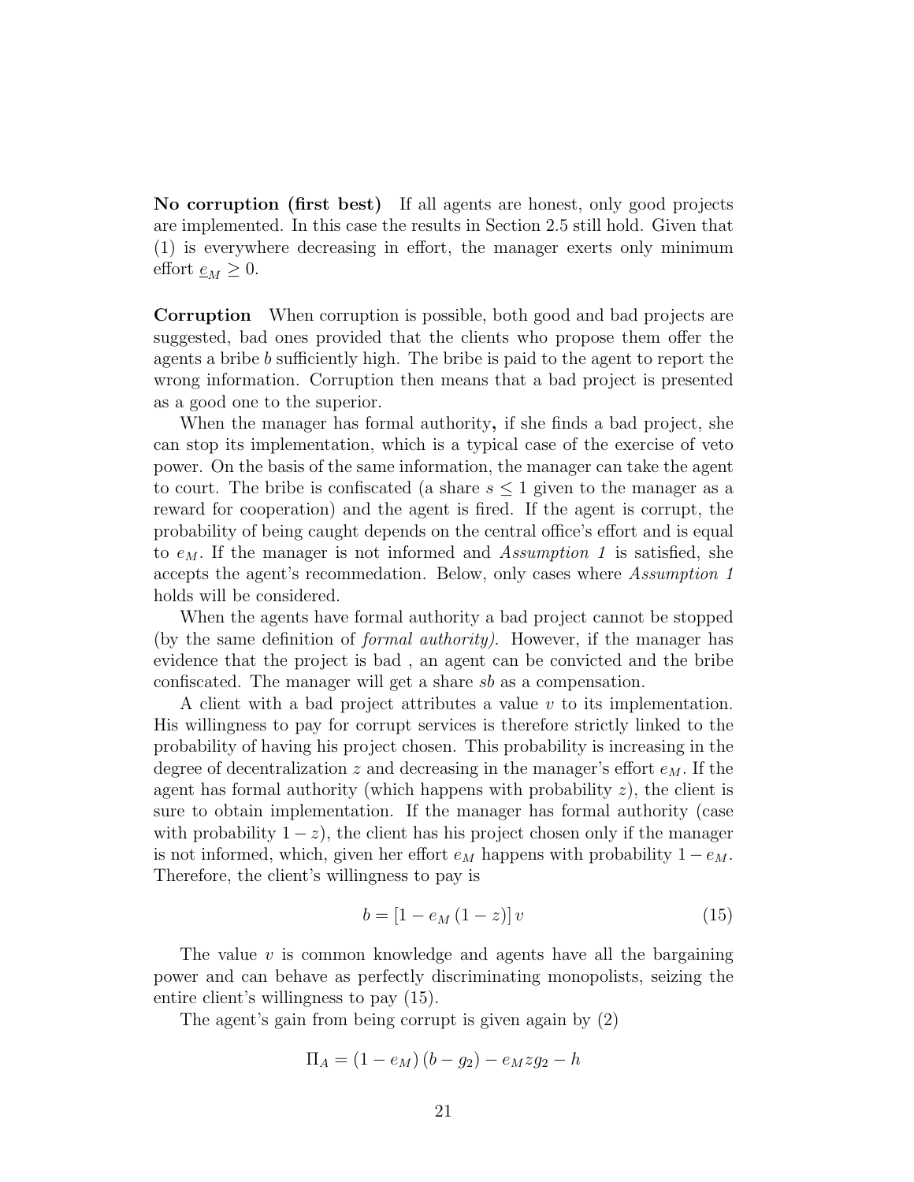**No corruption (first best)** If all agents are honest, only good projects are implemented. In this case the results in Section 2.5 still hold. Given that (1) is everywhere decreasing in effort, the manager exerts only minimum effort $\underline{e}_M \geq 0$.

**Corruption** When corruption is possible, both good and bad projects are suggested, bad ones provided that the clients who propose them offer the agents a bribe $b$ sufficiently high. The bribe is paid to the agent to report the wrong information. Corruption then means that a bad project is presented as a good one to the superior.

When the manager has formal authority**,** if she finds a bad project, she can stop its implementation, which is a typical case of the exercise of veto power. On the basis of the same information, the manager can take the agent to court. The bribe is confiscated (a share $s \leq 1$ given to the manager as a reward for cooperation) and the agent is fired. If the agent is corrupt, the probability of being caught depends on the central office's effort and is equal to $e_M$. If the manager is not informed and *Assumption 1* is satisfied, she accepts the agent's recommedation. Below, only cases where *Assumption 1* holds will be considered.

When the agents have formal authority a bad project cannot be stopped (by the same definition of *formal authority).* However, if the manager has evidence that the project is bad , an agent can be convicted and the bribe confiscated. The manager will get a share $sb$ as a compensation.

A client with a bad project attributes a value $v$ to its implementation. His willingness to pay for corrupt services is therefore strictly linked to the probability of having his project chosen. This probability is increasing in the degree of decentralization $z$ and decreasing in the manager's effort $e_M$. If the agent has formal authority (which happens with probability $z$), the client is sure to obtain implementation. If the manager has formal authority (case with probability $1 - z$), the client has his project chosen only if the manager is not informed, which, given her effort $e_M$ happens with probability $1 - e_M$. Therefore, the client's willingness to pay is

$$b = [1 - e_M (1 - z)] v \tag{15}$$

The value $v$ is common knowledge and agents have all the bargaining power and can behave as perfectly discriminating monopolists, seizing the entire client's willingness to pay (15).

The agent's gain from being corrupt is given again by (2)

$$\Pi_A = (1 - e_M)(b - g_2) - e_M z g_2 - h$$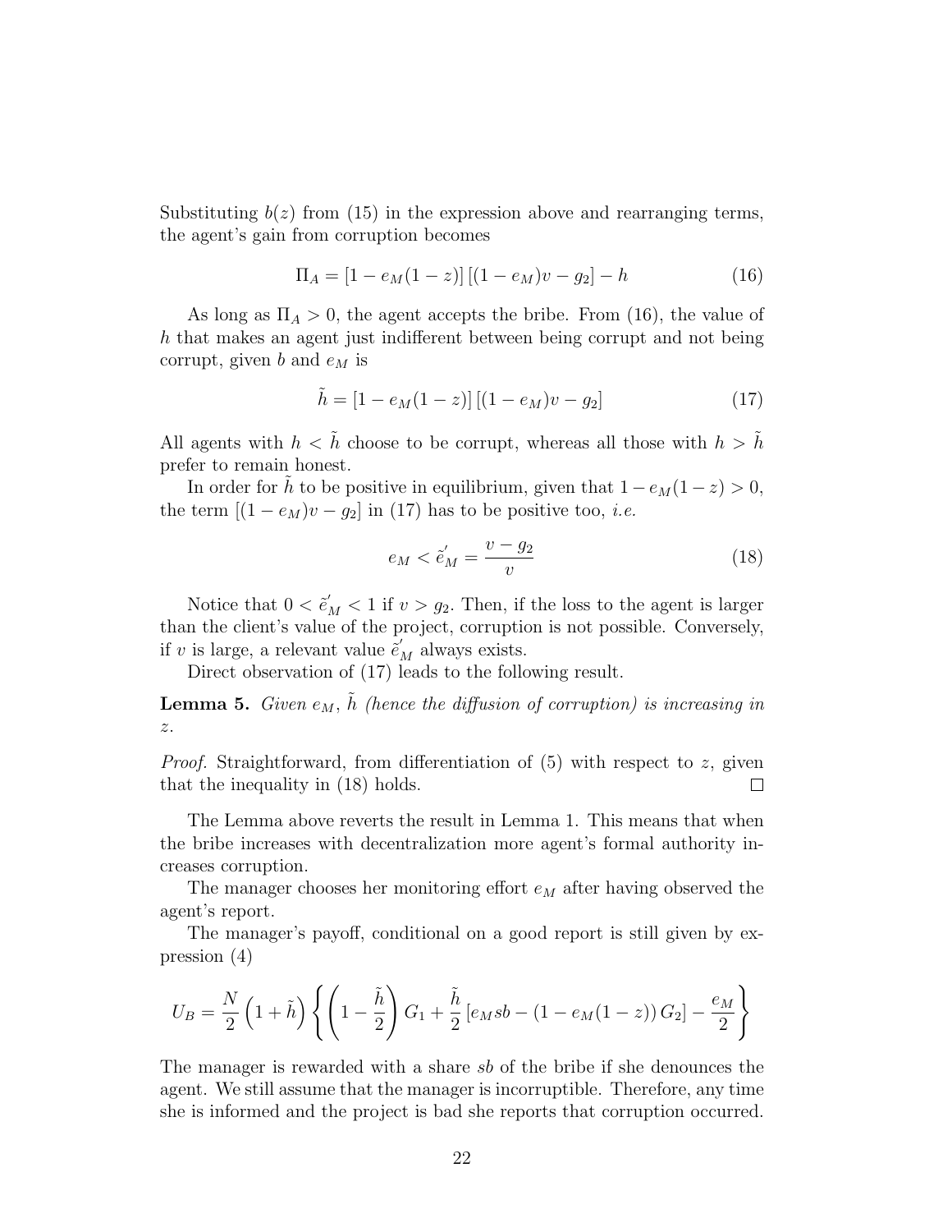Substituting $b(z)$ from (15) in the expression above and rearranging terms, the agent's gain from corruption becomes

$$\Pi_A = [1 - e_M(1-z)]\,[(1-e_M)v - g_2] - h \tag{16}$$

As long as $\Pi_A > 0$, the agent accepts the bribe. From (16), the value of $h$ that makes an agent just indifferent between being corrupt and not being corrupt, given $b$ and $e_M$ is

$$\tilde{h} = [1 - e_M(1-z)]\,[(1-e_M)v - g_2] \tag{17}$$

All agents with $h < \tilde{h}$ choose to be corrupt, whereas all those with $h > \tilde{h}$ prefer to remain honest.

In order for $\tilde{h}$ to be positive in equilibrium, given that $1 - e_M(1-z) > 0$, the term $[(1-e_M)v - g_2]$ in (17) has to be positive too, *i.e.*

$$e_M < \tilde{e}_M^{'} = \frac{v - g_2}{v} \tag{18}$$

Notice that $0 < \tilde{e}_M^{'} < 1$ if $v > g_2$. Then, if the loss to the agent is larger than the client's value of the project, corruption is not possible. Conversely, if $v$ is large, a relevant value $\tilde{e}_M^{'}$ always exists.

Direct observation of (17) leads to the following result.

**Lemma 5.** *Given $e_M$, $\tilde{h}$ (hence the diffusion of corruption) is increasing in $z$.*

*Proof.* Straightforward, from differentiation of (5) with respect to $z$, given that the inequality in (18) holds. □

The Lemma above reverts the result in Lemma 1. This means that when the bribe increases with decentralization more agent's formal authority increases corruption.

The manager chooses her monitoring effort $e_M$ after having observed the agent's report.

The manager's payoff, conditional on a good report is still given by expression (4)

$$U_B = \frac{N}{2}\left(1+\tilde{h}\right)\left\{\left(1-\frac{\tilde{h}}{2}\right)G_1 + \frac{\tilde{h}}{2}\left[e_M s b - (1 - e_M(1-z))\,G_2\right] - \frac{e_M}{2}\right\}$$

The manager is rewarded with a share $sb$ of the bribe if she denounces the agent. We still assume that the manager is incorruptible. Therefore, any time she is informed and the project is bad she reports that corruption occurred.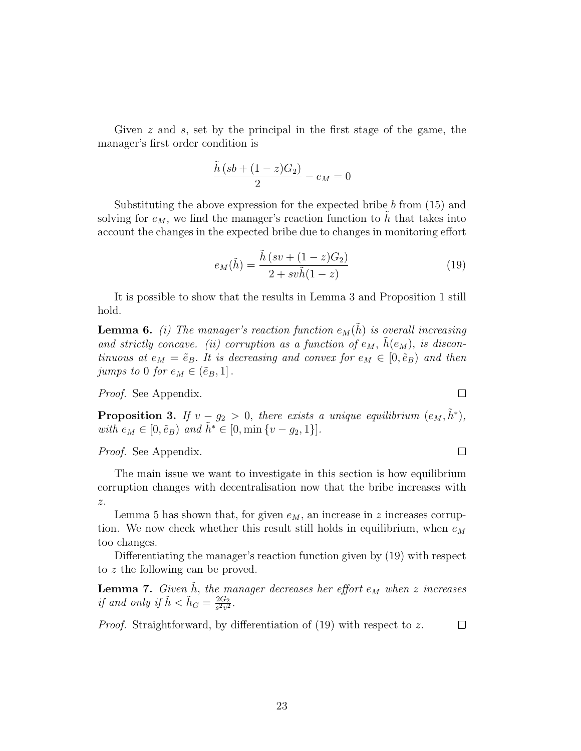Given $z$ and $s$, set by the principal in the first stage of the game, the manager's first order condition is

$$\frac{\tilde{h}\left(sb+(1-z)G_2\right)}{2}-e_M=0$$

Substituting the above expression for the expected bribe $b$ from (15) and solving for $e_M$, we find the manager's reaction function to $\tilde{h}$ that takes into account the changes in the expected bribe due to changes in monitoring effort

$$e_M(\tilde{h})=\frac{\tilde{h}\left(sv+(1-z)G_2\right)}{2+sv\tilde{h}(1-z)} \tag{19}$$

It is possible to show that the results in Lemma 3 and Proposition 1 still hold.

**Lemma 6.** *(i) The manager's reaction function $e_M(\tilde{h})$ is overall increasing and strictly concave. (ii) corruption as a function of $e_M$, $\tilde{h}(e_M)$, is discontinuous at $e_M=\tilde{e}_B$. It is decreasing and convex for $e_M\in[0,\tilde{e}_B)$ and then jumps to 0 for $e_M\in(\tilde{e}_B,1]$.*

*Proof.* See Appendix. □

**Proposition 3.** *If $v-g_2>0$, there exists a unique equilibrium $(e_M,\tilde{h}^*)$, with $e_M\in[0,\tilde{e}_B)$ and $\tilde{h}^*\in[0,\min\{v-g_2,1\}]$.*

*Proof.* See Appendix. □

The main issue we want to investigate in this section is how equilibrium corruption changes with decentralisation now that the bribe increases with $z$.

Lemma 5 has shown that, for given $e_M$, an increase in $z$ increases corruption. We now check whether this result still holds in equilibrium, when $e_M$ too changes.

Differentiating the manager's reaction function given by (19) with respect to $z$ the following can be proved.

**Lemma 7.** *Given $\tilde{h}$, the manager decreases her effort $e_M$ when $z$ increases if and only if $\tilde{h}<\tilde{h}_G=\frac{2G_2}{s^2v^2}$.*

*Proof.* Straightforward, by differentiation of (19) with respect to $z$. □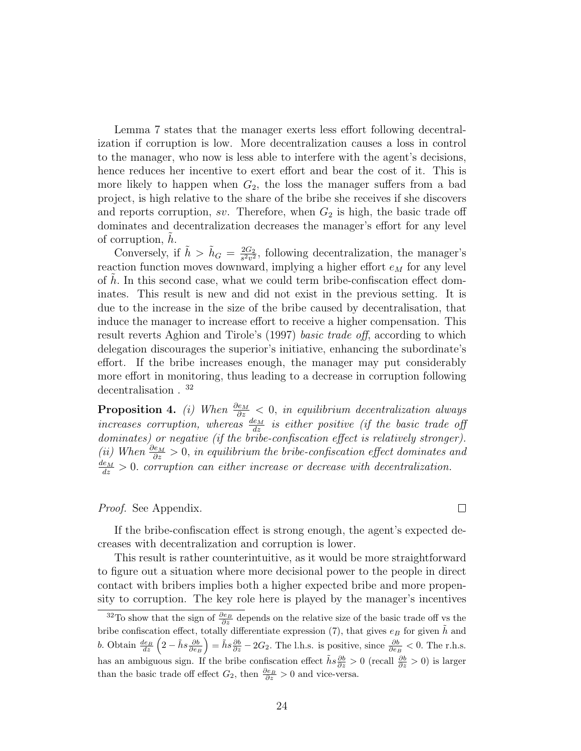Lemma 7 states that the manager exerts less effort following decentralization if corruption is low. More decentralization causes a loss in control to the manager, who now is less able to interfere with the agent's decisions, hence reduces her incentive to exert effort and bear the cost of it. This is more likely to happen when $G_2$, the loss the manager suffers from a bad project, is high relative to the share of the bribe she receives if she discovers and reports corruption, $sv$. Therefore, when $G_2$ is high, the basic trade off dominates and decentralization decreases the manager's effort for any level of corruption, $\tilde{h}$.

Conversely, if $\tilde{h} > \tilde{h}_G = \frac{2G_2}{s^2 v^2}$, following decentralization, the manager's reaction function moves downward, implying a higher effort $e_M$ for any level of $\tilde{h}$. In this second case, what we could term bribe-confiscation effect dominates. This result is new and did not exist in the previous setting. It is due to the increase in the size of the bribe caused by decentralisation, that induce the manager to increase effort to receive a higher compensation. This result reverts Aghion and Tirole's (1997) *basic trade off*, according to which delegation discourages the superior's initiative, enhancing the subordinate's effort. If the bribe increases enough, the manager may put considerably more effort in monitoring, thus leading to a decrease in corruption following decentralisation .[32]

**Proposition 4.** *(i) When $\frac{\partial e_M}{\partial z} < 0$, in equilibrium decentralization always increases corruption, whereas $\frac{de_M}{dz}$ is either positive (if the basic trade off dominates) or negative (if the bribe-confiscation effect is relatively stronger). (ii) When $\frac{\partial e_M}{\partial z} > 0$, in equilibrium the bribe-confiscation effect dominates and $\frac{de_M}{dz} > 0$. corruption can either increase or decrease with decentralization.*

*Proof.* See Appendix. □

If the bribe-confiscation effect is strong enough, the agent's expected decreases with decentralization and corruption is lower.

This result is rather counterintuitive, as it would be more straightforward to figure out a situation where more decisional power to the people in direct contact with bribers implies both a higher expected bribe and more propensity to corruption. The key role here is played by the manager's incentives

[32] To show that the sign of $\frac{\partial e_B}{\partial z}$ depends on the relative size of the basic trade off vs the bribe confiscation effect, totally differentiate expression (7), that gives $e_B$ for given $\tilde{h}$ and $b$. Obtain $\frac{de_B}{dz}\left(2 - \tilde{h}s\frac{\partial b}{\partial e_B}\right) = \tilde{h}s\frac{\partial b}{\partial z} - 2G_2$. The l.h.s. is positive, since $\frac{\partial b}{\partial e_B} < 0$. The r.h.s. has an ambiguous sign. If the bribe confiscation effect $\tilde{h}s\frac{\partial b}{\partial z} > 0$ (recall $\frac{\partial b}{\partial z} > 0$) is larger than the basic trade off effect $G_2$, then $\frac{\partial e_B}{\partial z} > 0$ and vice-versa.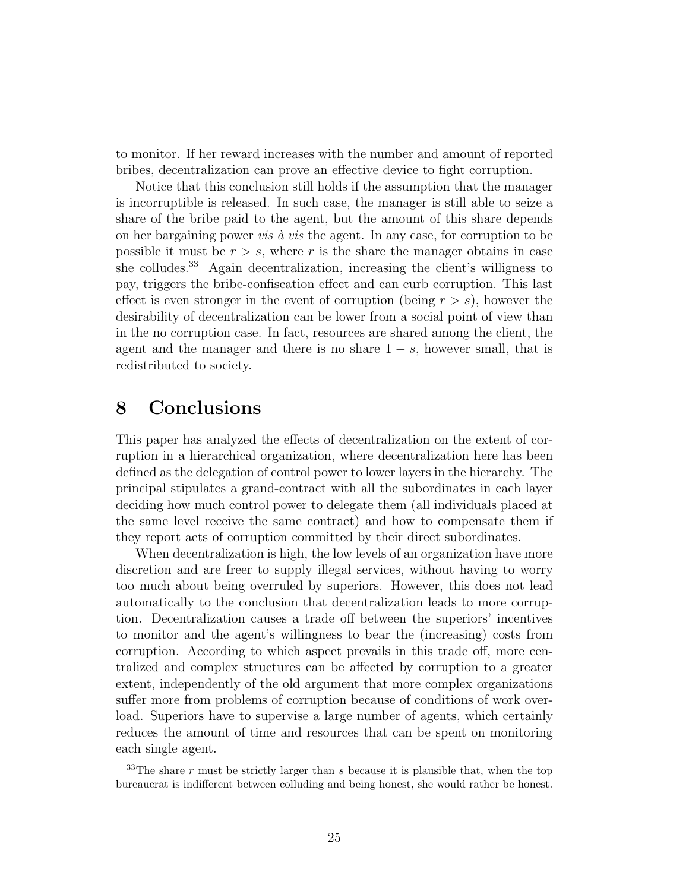to monitor. If her reward increases with the number and amount of reported bribes, decentralization can prove an effective device to fight corruption.

Notice that this conclusion still holds if the assumption that the manager is incorruptible is released. In such case, the manager is still able to seize a share of the bribe paid to the agent, but the amount of this share depends on her bargaining power *vis à vis* the agent. In any case, for corruption to be possible it must be $r > s$, where $r$ is the share the manager obtains in case she colludes.[33] Again decentralization, increasing the client's willigness to pay, triggers the bribe-confiscation effect and can curb corruption. This last effect is even stronger in the event of corruption (being $r > s$), however the desirability of decentralization can be lower from a social point of view than in the no corruption case. In fact, resources are shared among the client, the agent and the manager and there is no share $1 - s$, however small, that is redistributed to society.

# 8 Conclusions

This paper has analyzed the effects of decentralization on the extent of corruption in a hierarchical organization, where decentralization here has been defined as the delegation of control power to lower layers in the hierarchy. The principal stipulates a grand-contract with all the subordinates in each layer deciding how much control power to delegate them (all individuals placed at the same level receive the same contract) and how to compensate them if they report acts of corruption committed by their direct subordinates.

When decentralization is high, the low levels of an organization have more discretion and are freer to supply illegal services, without having to worry too much about being overruled by superiors. However, this does not lead automatically to the conclusion that decentralization leads to more corruption. Decentralization causes a trade off between the superiors' incentives to monitor and the agent's willingness to bear the (increasing) costs from corruption. According to which aspect prevails in this trade off, more centralized and complex structures can be affected by corruption to a greater extent, independently of the old argument that more complex organizations suffer more from problems of corruption because of conditions of work overload. Superiors have to supervise a large number of agents, which certainly reduces the amount of time and resources that can be spent on monitoring each single agent.

[33]The share $r$ must be strictly larger than $s$ because it is plausible that, when the top bureaucrat is indifferent between colluding and being honest, she would rather be honest.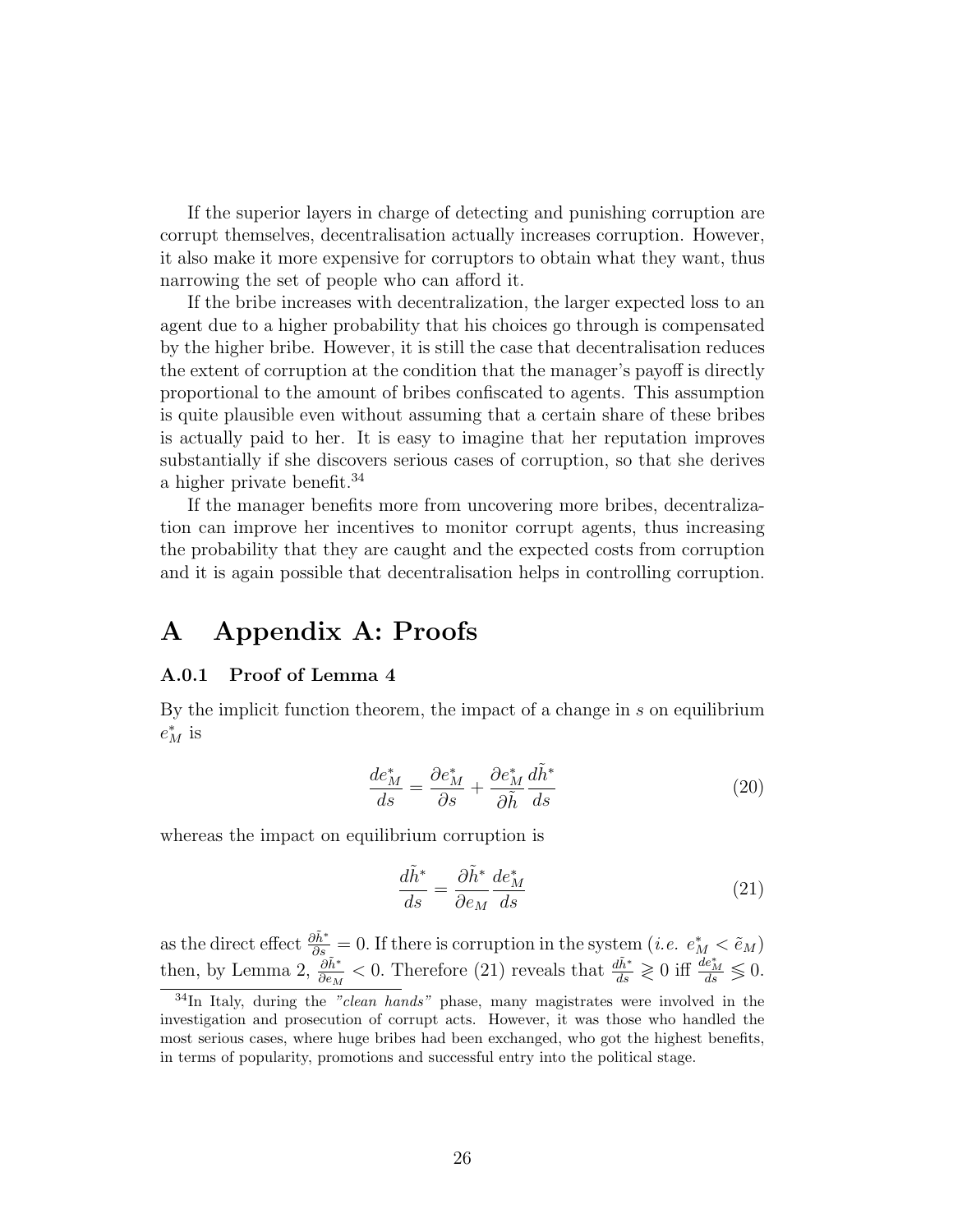If the superior layers in charge of detecting and punishing corruption are corrupt themselves, decentralisation actually increases corruption. However, it also make it more expensive for corruptors to obtain what they want, thus narrowing the set of people who can afford it.

If the bribe increases with decentralization, the larger expected loss to an agent due to a higher probability that his choices go through is compensated by the higher bribe. However, it is still the case that decentralisation reduces the extent of corruption at the condition that the manager's payoff is directly proportional to the amount of bribes confiscated to agents. This assumption is quite plausible even without assuming that a certain share of these bribes is actually paid to her. It is easy to imagine that her reputation improves substantially if she discovers serious cases of corruption, so that she derives a higher private benefit.[34]

If the manager benefits more from uncovering more bribes, decentralization can improve her incentives to monitor corrupt agents, thus increasing the probability that they are caught and the expected costs from corruption and it is again possible that decentralisation helps in controlling corruption.

# A Appendix A: Proofs

### A.0.1 Proof of Lemma 4

By the implicit function theorem, the impact of a change in $s$ on equilibrium $e_M^*$ is

$$\frac{de_M^*}{ds} = \frac{\partial e_M^*}{\partial s} + \frac{\partial e_M^*}{\partial \tilde{h}} \frac{d\tilde{h}^*}{ds} \tag{20}$$

whereas the impact on equilibrium corruption is

$$\frac{d\tilde{h}^*}{ds} = \frac{\partial \tilde{h}^*}{\partial e_M} \frac{de_M^*}{ds} \tag{21}$$

as the direct effect $\frac{\partial \tilde{h}^*}{\partial s} = 0$. If there is corruption in the system (*i.e.* $e_M^* < \tilde{e}_M$) then, by Lemma 2, $\frac{\partial \tilde{h}^*}{\partial e_M} < 0$. Therefore (21) reveals that $\frac{d\tilde{h}^*}{ds} \gtrless 0$ iff $\frac{de_M^*}{ds} \lesseqgtr 0$.

[34] In Italy, during the *"clean hands"* phase, many magistrates were involved in the investigation and prosecution of corrupt acts. However, it was those who handled the most serious cases, where huge bribes had been exchanged, who got the highest benefits, in terms of popularity, promotions and successful entry into the political stage.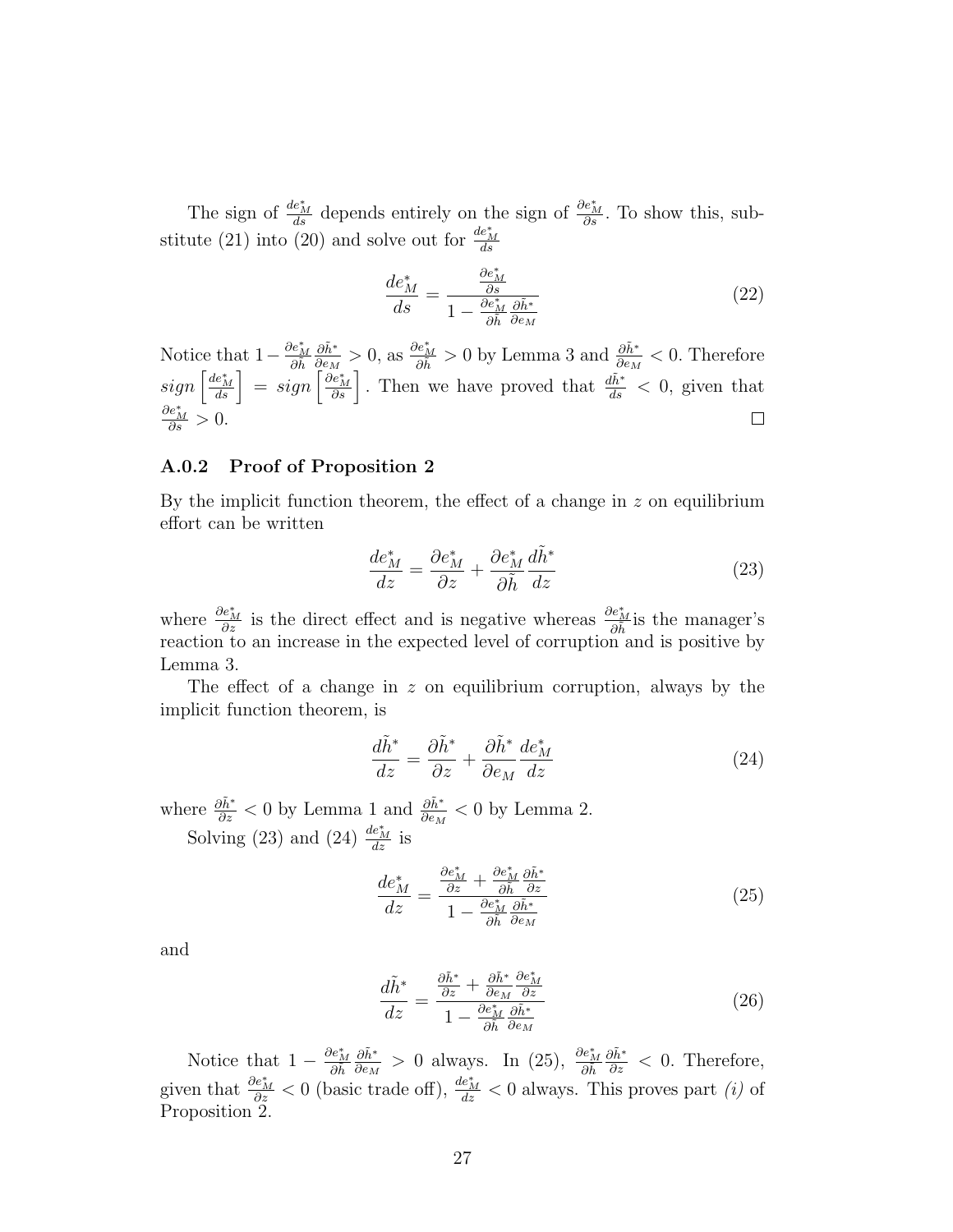The sign of $\frac{de_M^*}{ds}$ depends entirely on the sign of $\frac{\partial e_M^*}{\partial s}$. To show this, substitute (21) into (20) and solve out for $\frac{de_M^*}{ds}$

$$\frac{de_M^*}{ds} = \frac{\frac{\partial e_M^*}{\partial s}}{1 - \frac{\partial e_M^*}{\partial \tilde{h}} \frac{\partial \tilde{h}^*}{\partial e_M}} \tag{22}$$

Notice that $1 - \frac{\partial e_M^*}{\partial \tilde{h}} \frac{\partial \tilde{h}^*}{\partial e_M} > 0$, as $\frac{\partial e_M^*}{\partial \tilde{h}} > 0$ by Lemma 3 and $\frac{\partial \tilde{h}^*}{\partial e_M} < 0$. Therefore $sign\left[\frac{de_M^*}{ds}\right] = sign\left[\frac{\partial e_M^*}{\partial s}\right]$. Then we have proved that $\frac{d\tilde{h}^*}{ds} < 0$, given that $\frac{\partial e_M^*}{\partial s} > 0$. □

### A.0.2 Proof of Proposition 2

By the implicit function theorem, the effect of a change in $z$ on equilibrium effort can be written

$$\frac{de_M^*}{dz} = \frac{\partial e_M^*}{\partial z} + \frac{\partial e_M^*}{\partial \tilde{h}} \frac{d\tilde{h}^*}{dz} \tag{23}$$

where $\frac{\partial e_M^*}{\partial z}$ is the direct effect and is negative whereas $\frac{\partial e_M^*}{\partial \tilde{h}}$is the manager's reaction to an increase in the expected level of corruption and is positive by Lemma 3.

The effect of a change in $z$ on equilibrium corruption, always by the implicit function theorem, is

$$\frac{d\tilde{h}^*}{dz} = \frac{\partial \tilde{h}^*}{\partial z} + \frac{\partial \tilde{h}^*}{\partial e_M} \frac{de_M^*}{dz} \tag{24}$$

where $\frac{\partial \tilde{h}^*}{\partial z} < 0$ by Lemma 1 and $\frac{\partial \tilde{h}^*}{\partial e_M} < 0$ by Lemma 2.

Solving (23) and (24) $\frac{de_M^*}{dz}$ is

$$\frac{de_M^*}{dz} = \frac{\frac{\partial e_M^*}{\partial z} + \frac{\partial e_M^*}{\partial \tilde{h}} \frac{\partial \tilde{h}^*}{\partial z}}{1 - \frac{\partial e_M^*}{\partial \tilde{h}} \frac{\partial \tilde{h}^*}{\partial e_M}} \tag{25}$$

and

$$\frac{d\tilde{h}^*}{dz} = \frac{\frac{\partial \tilde{h}^*}{\partial z} + \frac{\partial \tilde{h}^*}{\partial e_M} \frac{\partial e_M^*}{\partial z}}{1 - \frac{\partial e_M^*}{\partial \tilde{h}} \frac{\partial \tilde{h}^*}{\partial e_M}} \tag{26}$$

Notice that $1 - \frac{\partial e_M^*}{\partial \tilde{h}} \frac{\partial \tilde{h}^*}{\partial e_M} > 0$ always. In (25), $\frac{\partial e_M^*}{\partial \tilde{h}} \frac{\partial \tilde{h}^*}{\partial z} < 0$. Therefore, given that $\frac{\partial e_M^*}{\partial z} < 0$ (basic trade off), $\frac{de_M^*}{dz} < 0$ always. This proves part *(i)* of Proposition 2.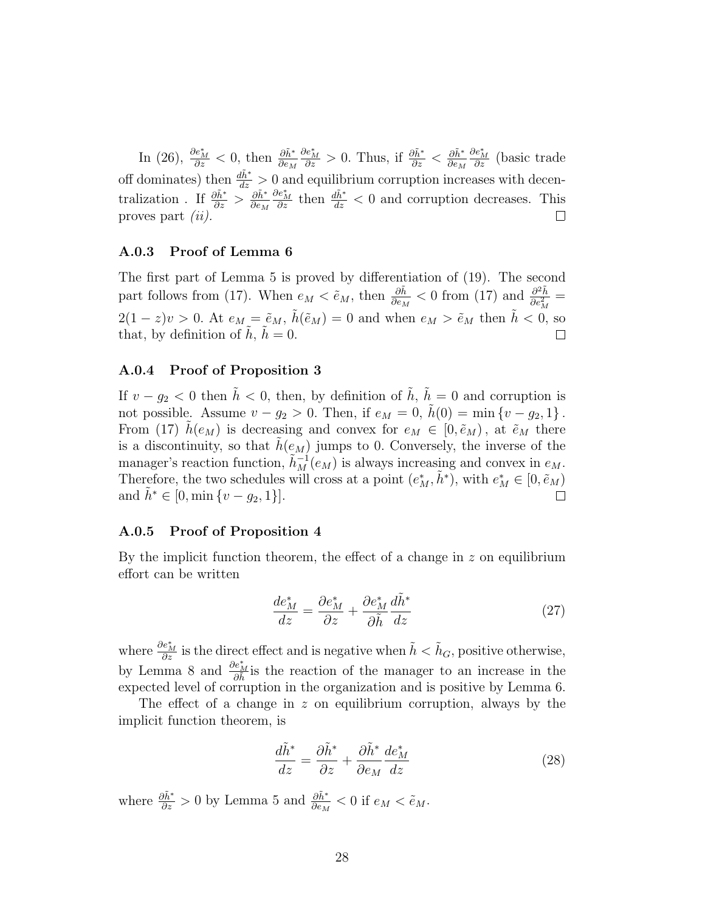In (26), $\frac{\partial e_M^*}{\partial z} < 0$, then $\frac{\partial \tilde{h}^*}{\partial e_M} \frac{\partial e_M^*}{\partial z} > 0$. Thus, if $\frac{\partial \tilde{h}^*}{\partial z} < \frac{\partial \tilde{h}^*}{\partial e_M} \frac{\partial e_M^*}{\partial z}$ (basic trade off dominates) then $\frac{d\tilde{h}^*}{dz} > 0$ and equilibrium corruption increases with decentralization . If $\frac{\partial \tilde{h}^*}{\partial z} > \frac{\partial \tilde{h}^*}{\partial e_M} \frac{\partial e_M^*}{\partial z}$ then $\frac{d\tilde{h}^*}{dz} < 0$ and corruption decreases. This proves part *(ii)*. □

### A.0.3 Proof of Lemma 6

The first part of Lemma 5 is proved by differentiation of (19). The second part follows from (17). When $e_M < \tilde{e}_M$, then $\frac{\partial \tilde{h}}{\partial e_M} < 0$ from (17) and $\frac{\partial^2 \tilde{h}}{\partial e_M^2} = 2(1-z)v > 0$. At $e_M = \tilde{e}_M$, $\tilde{h}(\tilde{e}_M) = 0$ and when $e_M > \tilde{e}_M$ then $\tilde{h} < 0$, so that, by definition of $\tilde{h}$, $\tilde{h} = 0$. □

### A.0.4 Proof of Proposition 3

If $v - g_2 < 0$ then $\tilde{h} < 0$, then, by definition of $\tilde{h}$, $\tilde{h} = 0$ and corruption is not possible. Assume $v - g_2 > 0$. Then, if $e_M = 0$, $\tilde{h}(0) = \min\{v - g_2, 1\}$. From (17) $\tilde{h}(e_M)$ is decreasing and convex for $e_M \in [0, \tilde{e}_M)$, at $\tilde{e}_M$ there is a discontinuity, so that $\tilde{h}(e_M)$ jumps to 0. Conversely, the inverse of the manager's reaction function, $\tilde{h}_M^{-1}(e_M)$ is always increasing and convex in $e_M$. Therefore, the two schedules will cross at a point $(e_M^*, \tilde{h}^*)$, with $e_M^* \in [0, \tilde{e}_M)$ and $\tilde{h}^* \in [0, \min\{v - g_2, 1\}]$. □

### A.0.5 Proof of Proposition 4

By the implicit function theorem, the effect of a change in $z$ on equilibrium effort can be written

$$\frac{de_M^*}{dz} = \frac{\partial e_M^*}{\partial z} + \frac{\partial e_M^*}{\partial \tilde{h}} \frac{d\tilde{h}^*}{dz} \tag{27}$$

where $\frac{\partial e_M^*}{\partial z}$ is the direct effect and is negative when $\tilde{h} < \tilde{h}_G$, positive otherwise, by Lemma 8 and $\frac{\partial e_M^*}{\partial \tilde{h}}$ is the reaction of the manager to an increase in the expected level of corruption in the organization and is positive by Lemma 6.

The effect of a change in $z$ on equilibrium corruption, always by the implicit function theorem, is

$$\frac{d\tilde{h}^*}{dz} = \frac{\partial \tilde{h}^*}{\partial z} + \frac{\partial \tilde{h}^*}{\partial e_M} \frac{de_M^*}{dz} \tag{28}$$

where $\frac{\partial \tilde{h}^*}{\partial z} > 0$ by Lemma 5 and $\frac{\partial \tilde{h}^*}{\partial e_M} < 0$ if $e_M < \tilde{e}_M$.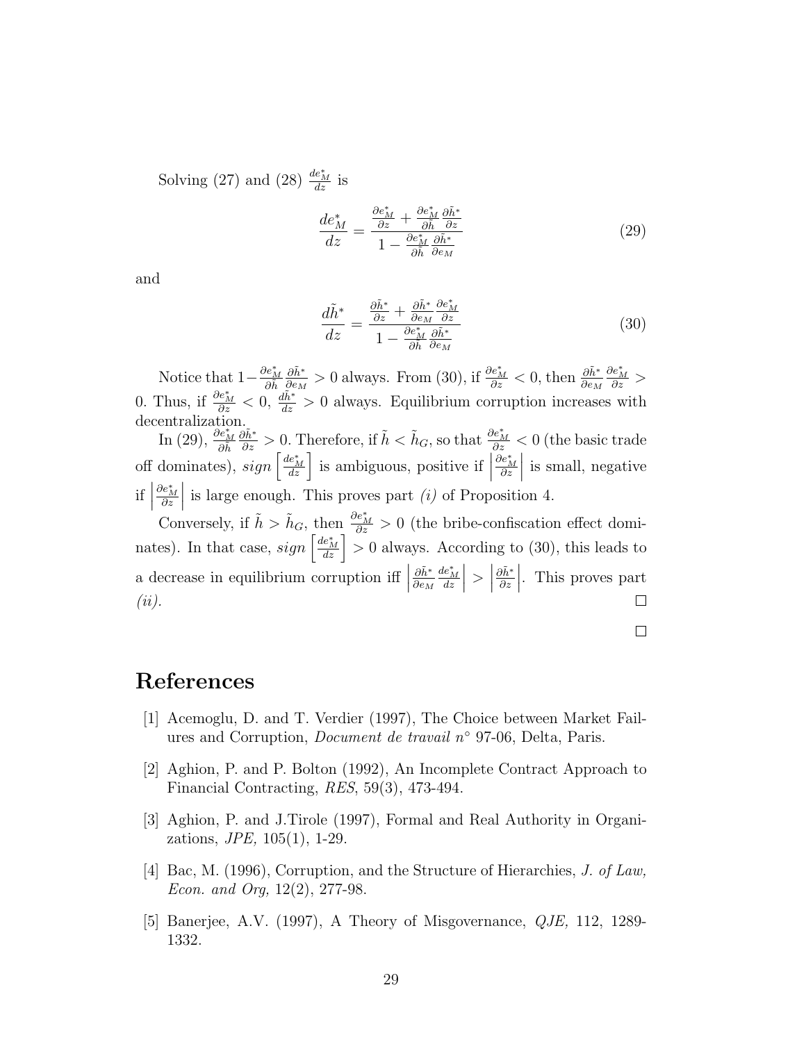Solving (27) and (28) $\frac{de_M^*}{dz}$ is

$$\frac{de_M^*}{dz} = \frac{\frac{\partial e_M^*}{\partial z} + \frac{\partial e_M^*}{\partial \tilde{h}} \frac{\partial \tilde{h}^*}{\partial z}}{1 - \frac{\partial e_M^*}{\partial \tilde{h}} \frac{\partial \tilde{h}^*}{\partial e_M}} \tag{29}$$

and

$$\frac{d\tilde{h}^*}{dz} = \frac{\frac{\partial \tilde{h}^*}{\partial z} + \frac{\partial \tilde{h}^*}{\partial e_M} \frac{\partial e_M^*}{\partial z}}{1 - \frac{\partial e_M^*}{\partial \tilde{h}} \frac{\partial \tilde{h}^*}{\partial e_M}} \tag{30}$$

Notice that $1 - \frac{\partial e_M^*}{\partial \tilde{h}} \frac{\partial \tilde{h}^*}{\partial e_M} > 0$ always. From (30), if $\frac{\partial e_M^*}{\partial z} < 0$, then $\frac{\partial \tilde{h}^*}{\partial e_M} \frac{\partial e_M^*}{\partial z} > 0$. Thus, if $\frac{\partial e_M^*}{\partial z} < 0$, $\frac{d\tilde{h}^*}{dz} > 0$ always. Equilibrium corruption increases with decentralization.

In (29), $\frac{\partial e_M^*}{\partial \tilde{h}} \frac{\partial \tilde{h}^*}{\partial z} > 0$. Therefore, if $\tilde{h} < \tilde{h}_G$, so that $\frac{\partial e_M^*}{\partial z} < 0$ (the basic trade off dominates), $sign\left[\frac{de_M^*}{dz}\right]$ is ambiguous, positive if $\left|\frac{\partial e_M^*}{\partial z}\right|$ is small, negative if $\left|\frac{\partial e_M^*}{\partial z}\right|$ is large enough. This proves part *(i)* of Proposition 4.

Conversely, if $\tilde{h} > \tilde{h}_G$, then $\frac{\partial e_M^*}{\partial z} > 0$ (the bribe-confiscation effect dominates). In that case, $sign\left[\frac{de_M^*}{dz}\right] > 0$ always. According to (30), this leads to a decrease in equilibrium corruption iff $\left|\frac{\partial \tilde{h}^*}{\partial e_M} \frac{de_M^*}{dz}\right| > \left|\frac{\partial \tilde{h}^*}{\partial z}\right|$. This proves part *(ii)*. □

□

# References

[1] Acemoglu, D. and T. Verdier (1997), The Choice between Market Failures and Corruption, *Document de travail n° 97-06*, Delta, Paris.

[2] Aghion, P. and P. Bolton (1992), An Incomplete Contract Approach to Financial Contracting, *RES*, 59(3), 473-494.

[3] Aghion, P. and J.Tirole (1997), Formal and Real Authority in Organizations, *JPE,* 105(1), 1-29.

[4] Bac, M. (1996), Corruption, and the Structure of Hierarchies, *J. of Law, Econ. and Org,* 12(2), 277-98.

[5] Banerjee, A.V. (1997), A Theory of Misgovernance, *QJE,* 112, 1289-1332.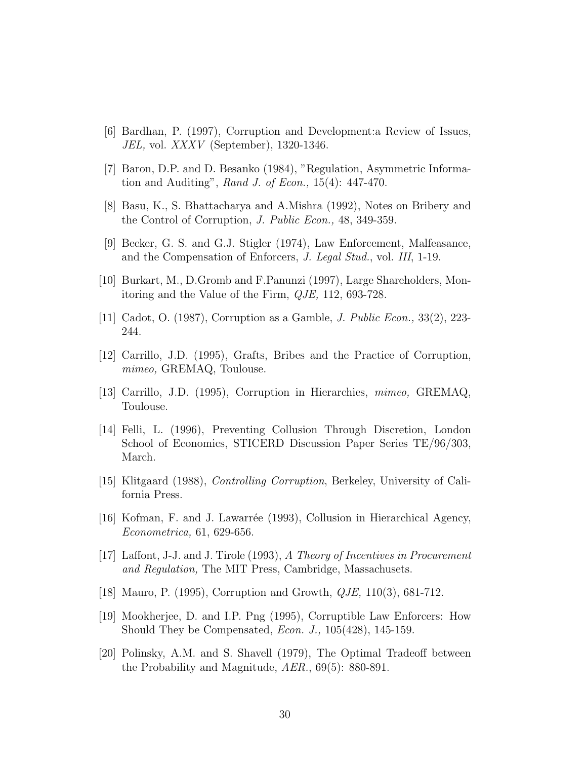[6] Bardhan, P. (1997), Corruption and Development:a Review of Issues, *JEL,* vol. *XXXV* (September), 1320-1346.

[7] Baron, D.P. and D. Besanko (1984), "Regulation, Asymmetric Information and Auditing", *Rand J. of Econ.,* 15(4): 447-470.

[8] Basu, K., S. Bhattacharya and A.Mishra (1992), Notes on Bribery and the Control of Corruption, *J. Public Econ.,* 48, 349-359.

[9] Becker, G. S. and G.J. Stigler (1974), Law Enforcement, Malfeasance, and the Compensation of Enforcers, *J. Legal Stud.*, vol. *III*, 1-19.

[10] Burkart, M., D.Gromb and F.Panunzi (1997), Large Shareholders, Monitoring and the Value of the Firm, *QJE,* 112, 693-728.

[11] Cadot, O. (1987), Corruption as a Gamble, *J. Public Econ.,* 33(2), 223-244.

[12] Carrillo, J.D. (1995), Grafts, Bribes and the Practice of Corruption, *mimeo,* GREMAQ, Toulouse.

[13] Carrillo, J.D. (1995), Corruption in Hierarchies, *mimeo,* GREMAQ, Toulouse.

[14] Felli, L. (1996), Preventing Collusion Through Discretion, London School of Economics, STICERD Discussion Paper Series TE/96/303, March.

[15] Klitgaard (1988), *Controlling Corruption*, Berkeley, University of California Press.

[16] Kofman, F. and J. Lawarrée (1993), Collusion in Hierarchical Agency, *Econometrica,* 61, 629-656.

[17] Laffont, J-J. and J. Tirole (1993), *A Theory of Incentives in Procurement and Regulation,* The MIT Press, Cambridge, Massachusets.

[18] Mauro, P. (1995), Corruption and Growth, *QJE,* 110(3), 681-712.

[19] Mookherjee, D. and I.P. Png (1995), Corruptible Law Enforcers: How Should They be Compensated, *Econ. J.,* 105(428), 145-159.

[20] Polinsky, A.M. and S. Shavell (1979), The Optimal Tradeoff between the Probability and Magnitude, *AER.*, 69(5): 880-891.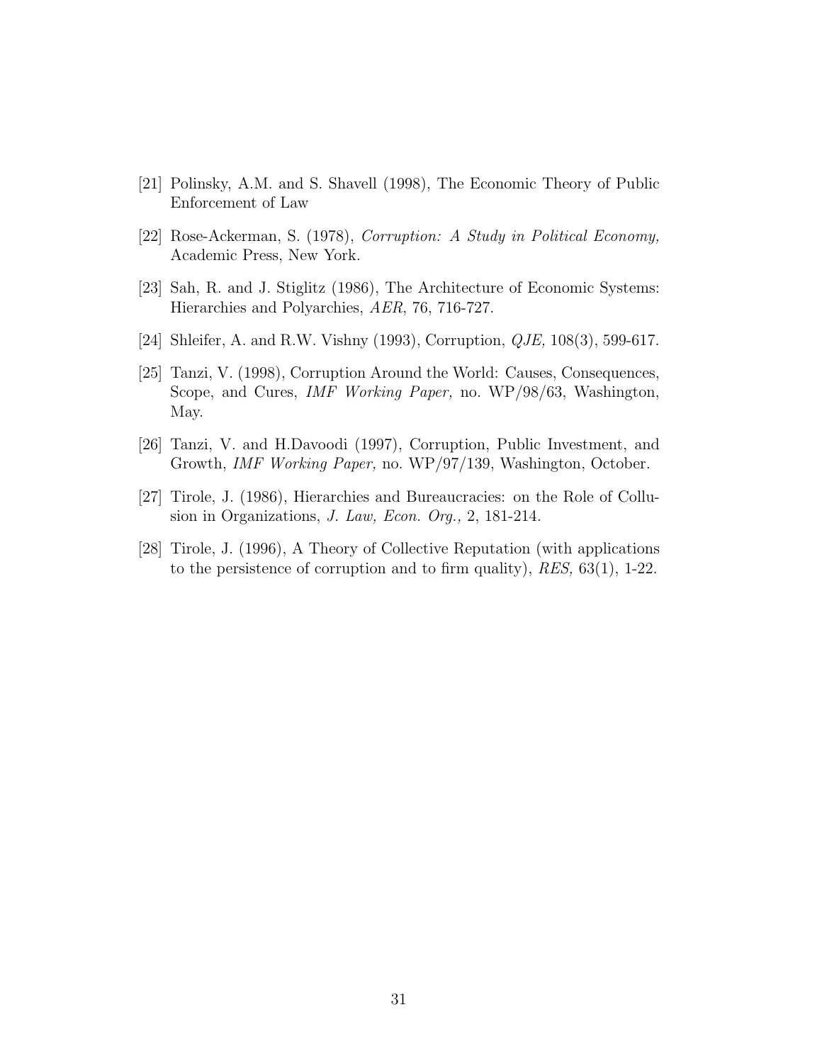[21] Polinsky, A.M. and S. Shavell (1998), The Economic Theory of Public Enforcement of Law

[22] Rose-Ackerman, S. (1978), *Corruption: A Study in Political Economy,* Academic Press, New York.

[23] Sah, R. and J. Stiglitz (1986), The Architecture of Economic Systems: Hierarchies and Polyarchies, *AER*, 76, 716-727.

[24] Shleifer, A. and R.W. Vishny (1993), Corruption, *QJE,* 108(3), 599-617.

[25] Tanzi, V. (1998), Corruption Around the World: Causes, Consequences, Scope, and Cures, *IMF Working Paper,* no. WP/98/63, Washington, May.

[26] Tanzi, V. and H.Davoodi (1997), Corruption, Public Investment, and Growth, *IMF Working Paper,* no. WP/97/139, Washington, October.

[27] Tirole, J. (1986), Hierarchies and Bureaucracies: on the Role of Collusion in Organizations, *J. Law, Econ. Org.,* 2, 181-214.

[28] Tirole, J. (1996), A Theory of Collective Reputation (with applications to the persistence of corruption and to firm quality), *RES,* 63(1), 1-22.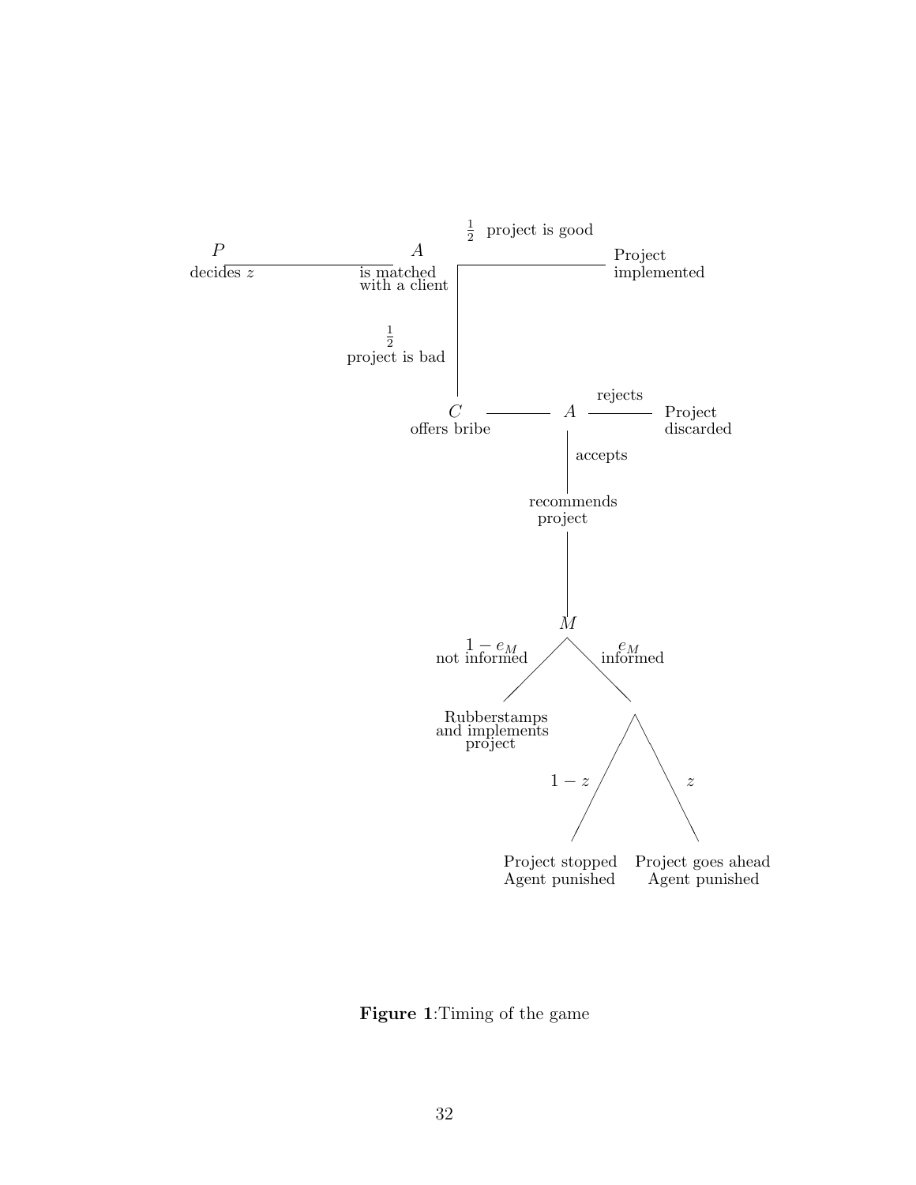$P$ decides $z$

$A$ is matched with a client

$\frac{1}{2}$ project is good — Project implemented

$\frac{1}{2}$ project is bad

$C$ offers bribe

$A$ rejects — Project discarded

$A$ accepts — recommends project

$M$

$1 - e_M$ not informed — Rubberstamps and implements project

$e_M$ informed

$1 - z$ — Project stopped, Agent punished

$z$ — Project goes ahead, Agent punished

**Figure 1**:Timing of the game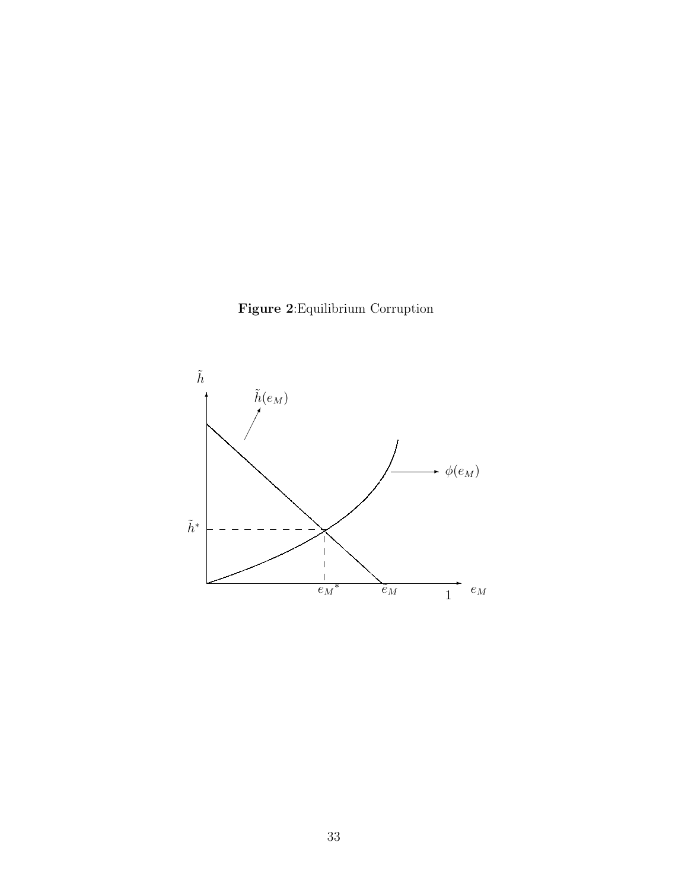**Figure 2**:Equilibrium Corruption

$\tilde{h}$

$\tilde{h}(e_M)$

$\phi(e_M)$

$\tilde{h}^*$

${e_M}^*$

$\tilde{e}_M$

1

$e_M$